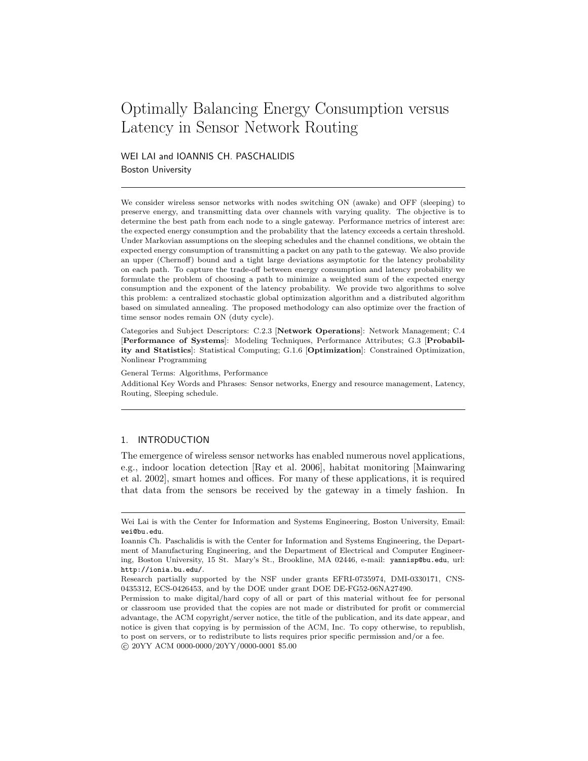# Optimally Balancing Energy Consumption versus Latency in Sensor Network Routing

WEI LAI and IOANNIS CH. PASCHALIDIS
Boston University

---

We consider wireless sensor networks with nodes switching ON (awake) and OFF (sleeping) to preserve energy, and transmitting data over channels with varying quality. The objective is to determine the best path from each node to a single gateway. Performance metrics of interest are: the expected energy consumption and the probability that the latency exceeds a certain threshold. Under Markovian assumptions on the sleeping schedules and the channel conditions, we obtain the expected energy consumption of transmitting a packet on any path to the gateway. We also provide an upper (Chernoff) bound and a tight large deviations asymptotic for the latency probability on each path. To capture the trade-off between energy consumption and latency probability we formulate the problem of choosing a path to minimize a weighted sum of the expected energy consumption and the exponent of the latency probability. We provide two algorithms to solve this problem: a centralized stochastic global optimization algorithm and a distributed algorithm based on simulated annealing. The proposed methodology can also optimize over the fraction of time sensor nodes remain ON (duty cycle).

Categories and Subject Descriptors: C.2.3 [**Network Operations**]: Network Management; C.4 [**Performance of Systems**]: Modeling Techniques, Performance Attributes; G.3 [**Probability and Statistics**]: Statistical Computing; G.1.6 [**Optimization**]: Constrained Optimization, Nonlinear Programming

General Terms: Algorithms, Performance

Additional Key Words and Phrases: Sensor networks, Energy and resource management, Latency, Routing, Sleeping schedule.

---

## 1. INTRODUCTION

The emergence of wireless sensor networks has enabled numerous novel applications, e.g., indoor location detection [Ray et al. 2006], habitat monitoring [Mainwaring et al. 2002], smart homes and offices. For many of these applications, it is required that data from the sensors be received by the gateway in a timely fashion. In

---

Wei Lai is with the Center for Information and Systems Engineering, Boston University, Email: wei@bu.edu.

Ioannis Ch. Paschalidis is with the Center for Information and Systems Engineering, the Department of Manufacturing Engineering, and the Department of Electrical and Computer Engineering, Boston University, 15 St. Mary's St., Brookline, MA 02446, e-mail: yannisp@bu.edu, url: http://ionia.bu.edu/.

Research partially supported by the NSF under grants EFRI-0735974, DMI-0330171, CNS-0435312, ECS-0426453, and by the DOE under grant DOE DE-FG52-06NA27490.

Permission to make digital/hard copy of all or part of this material without fee for personal or classroom use provided that the copies are not made or distributed for profit or commercial advantage, the ACM copyright/server notice, the title of the publication, and its date appear, and notice is given that copying is by permission of the ACM, Inc. To copy otherwise, to republish, to post on servers, or to redistribute to lists requires prior specific permission and/or a fee.
© 20YY ACM 0000-0000/20YY/0000-0001 $5.00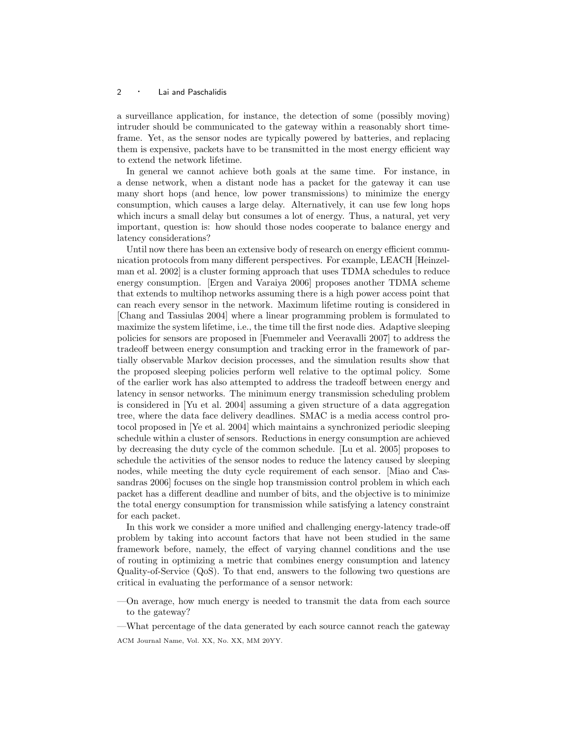a surveillance application, for instance, the detection of some (possibly moving) intruder should be communicated to the gateway within a reasonably short timeframe. Yet, as the sensor nodes are typically powered by batteries, and replacing them is expensive, packets have to be transmitted in the most energy efficient way to extend the network lifetime.

In general we cannot achieve both goals at the same time. For instance, in a dense network, when a distant node has a packet for the gateway it can use many short hops (and hence, low power transmissions) to minimize the energy consumption, which causes a large delay. Alternatively, it can use few long hops which incurs a small delay but consumes a lot of energy. Thus, a natural, yet very important, question is: how should those nodes cooperate to balance energy and latency considerations?

Until now there has been an extensive body of research on energy efficient communication protocols from many different perspectives. For example, LEACH [Heinzelman et al. 2002] is a cluster forming approach that uses TDMA schedules to reduce energy consumption. [Ergen and Varaiya 2006] proposes another TDMA scheme that extends to multihop networks assuming there is a high power access point that can reach every sensor in the network. Maximum lifetime routing is considered in [Chang and Tassiulas 2004] where a linear programming problem is formulated to maximize the system lifetime, i.e., the time till the first node dies. Adaptive sleeping policies for sensors are proposed in [Fuemmeler and Veeravalli 2007] to address the tradeoff between energy consumption and tracking error in the framework of partially observable Markov decision processes, and the simulation results show that the proposed sleeping policies perform well relative to the optimal policy. Some of the earlier work has also attempted to address the tradeoff between energy and latency in sensor networks. The minimum energy transmission scheduling problem is considered in [Yu et al. 2004] assuming a given structure of a data aggregation tree, where the data face delivery deadlines. SMAC is a media access control protocol proposed in [Ye et al. 2004] which maintains a synchronized periodic sleeping schedule within a cluster of sensors. Reductions in energy consumption are achieved by decreasing the duty cycle of the common schedule. [Lu et al. 2005] proposes to schedule the activities of the sensor nodes to reduce the latency caused by sleeping nodes, while meeting the duty cycle requirement of each sensor. [Miao and Cassandras 2006] focuses on the single hop transmission control problem in which each packet has a different deadline and number of bits, and the objective is to minimize the total energy consumption for transmission while satisfying a latency constraint for each packet.

In this work we consider a more unified and challenging energy-latency trade-off problem by taking into account factors that have not been studied in the same framework before, namely, the effect of varying channel conditions and the use of routing in optimizing a metric that combines energy consumption and latency Quality-of-Service (QoS). To that end, answers to the following two questions are critical in evaluating the performance of a sensor network:

—On average, how much energy is needed to transmit the data from each source to the gateway?

—What percentage of the data generated by each source cannot reach the gateway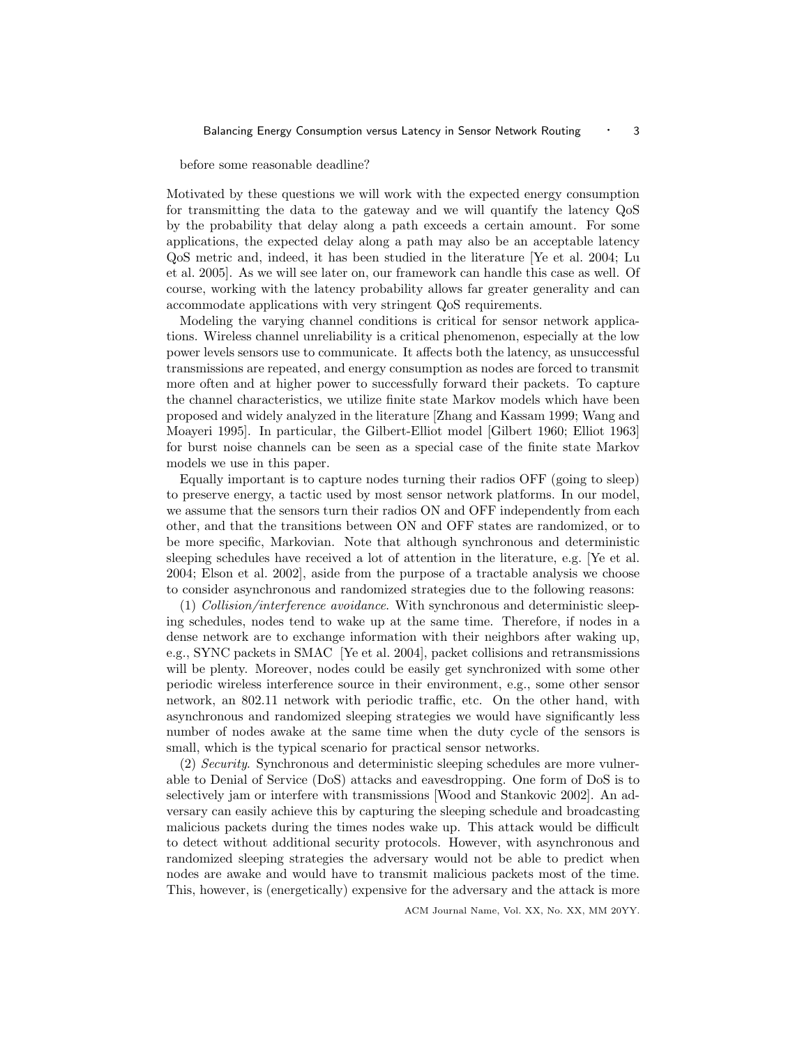before some reasonable deadline?

Motivated by these questions we will work with the expected energy consumption for transmitting the data to the gateway and we will quantify the latency QoS by the probability that delay along a path exceeds a certain amount. For some applications, the expected delay along a path may also be an acceptable latency QoS metric and, indeed, it has been studied in the literature [Ye et al. 2004; Lu et al. 2005]. As we will see later on, our framework can handle this case as well. Of course, working with the latency probability allows far greater generality and can accommodate applications with very stringent QoS requirements.

Modeling the varying channel conditions is critical for sensor network applications. Wireless channel unreliability is a critical phenomenon, especially at the low power levels sensors use to communicate. It affects both the latency, as unsuccessful transmissions are repeated, and energy consumption as nodes are forced to transmit more often and at higher power to successfully forward their packets. To capture the channel characteristics, we utilize finite state Markov models which have been proposed and widely analyzed in the literature [Zhang and Kassam 1999; Wang and Moayeri 1995]. In particular, the Gilbert-Elliot model [Gilbert 1960; Elliot 1963] for burst noise channels can be seen as a special case of the finite state Markov models we use in this paper.

Equally important is to capture nodes turning their radios OFF (going to sleep) to preserve energy, a tactic used by most sensor network platforms. In our model, we assume that the sensors turn their radios ON and OFF independently from each other, and that the transitions between ON and OFF states are randomized, or to be more specific, Markovian. Note that although synchronous and deterministic sleeping schedules have received a lot of attention in the literature, e.g. [Ye et al. 2004; Elson et al. 2002], aside from the purpose of a tractable analysis we choose to consider asynchronous and randomized strategies due to the following reasons:

(1) *Collision/interference avoidance*. With synchronous and deterministic sleeping schedules, nodes tend to wake up at the same time. Therefore, if nodes in a dense network are to exchange information with their neighbors after waking up, e.g., SYNC packets in SMAC [Ye et al. 2004], packet collisions and retransmissions will be plenty. Moreover, nodes could be easily get synchronized with some other periodic wireless interference source in their environment, e.g., some other sensor network, an 802.11 network with periodic traffic, etc. On the other hand, with asynchronous and randomized sleeping strategies we would have significantly less number of nodes awake at the same time when the duty cycle of the sensors is small, which is the typical scenario for practical sensor networks.

(2) *Security*. Synchronous and deterministic sleeping schedules are more vulnerable to Denial of Service (DoS) attacks and eavesdropping. One form of DoS is to selectively jam or interfere with transmissions [Wood and Stankovic 2002]. An adversary can easily achieve this by capturing the sleeping schedule and broadcasting malicious packets during the times nodes wake up. This attack would be difficult to detect without additional security protocols. However, with asynchronous and randomized sleeping strategies the adversary would not be able to predict when nodes are awake and would have to transmit malicious packets most of the time. This, however, is (energetically) expensive for the adversary and the attack is more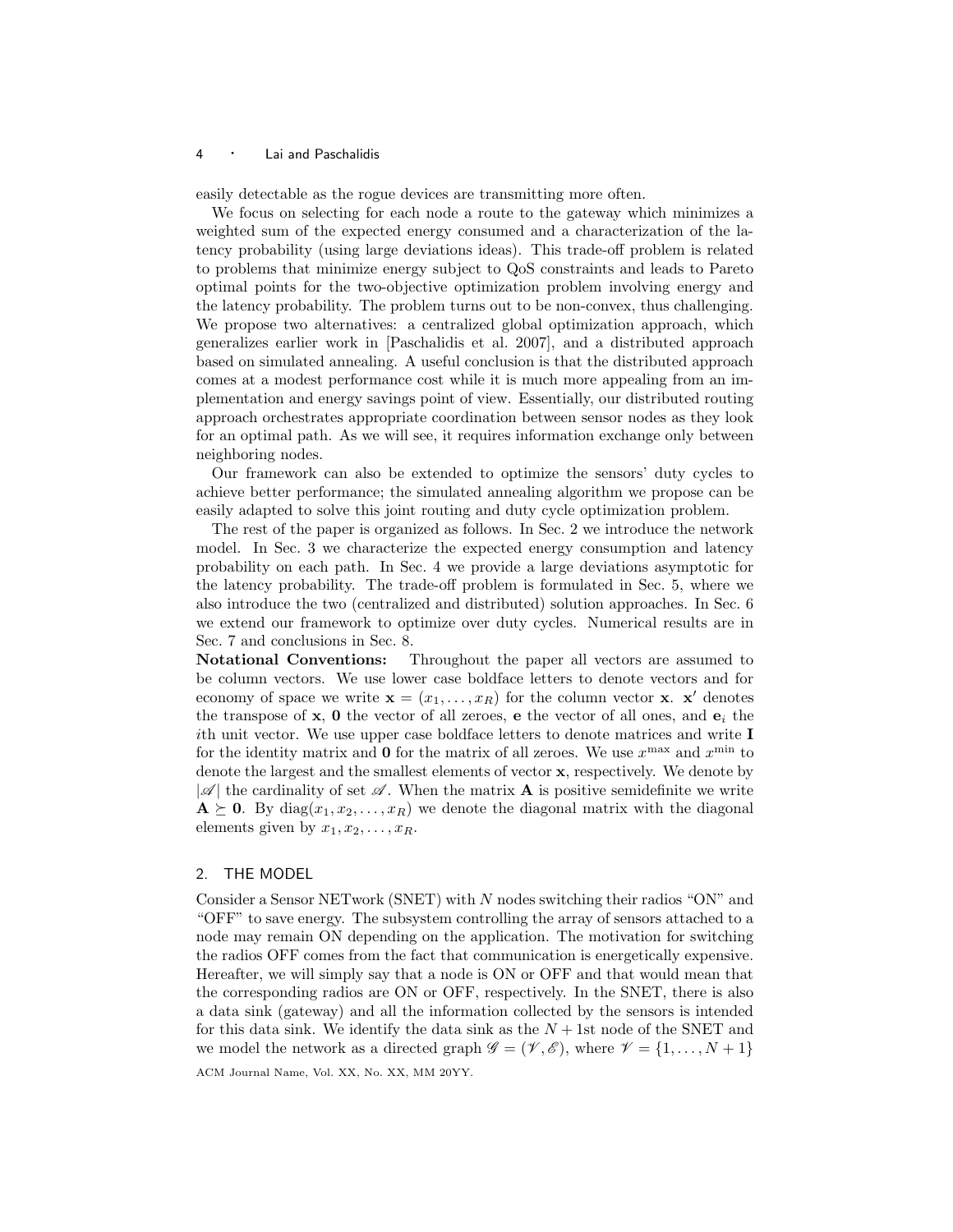easily detectable as the rogue devices are transmitting more often.

We focus on selecting for each node a route to the gateway which minimizes a weighted sum of the expected energy consumed and a characterization of the latency probability (using large deviations ideas). This trade-off problem is related to problems that minimize energy subject to QoS constraints and leads to Pareto optimal points for the two-objective optimization problem involving energy and the latency probability. The problem turns out to be non-convex, thus challenging. We propose two alternatives: a centralized global optimization approach, which generalizes earlier work in [Paschalidis et al. 2007], and a distributed approach based on simulated annealing. A useful conclusion is that the distributed approach comes at a modest performance cost while it is much more appealing from an implementation and energy savings point of view. Essentially, our distributed routing approach orchestrates appropriate coordination between sensor nodes as they look for an optimal path. As we will see, it requires information exchange only between neighboring nodes.

Our framework can also be extended to optimize the sensors' duty cycles to achieve better performance; the simulated annealing algorithm we propose can be easily adapted to solve this joint routing and duty cycle optimization problem.

The rest of the paper is organized as follows. In Sec. 2 we introduce the network model. In Sec. 3 we characterize the expected energy consumption and latency probability on each path. In Sec. 4 we provide a large deviations asymptotic for the latency probability. The trade-off problem is formulated in Sec. 5, where we also introduce the two (centralized and distributed) solution approaches. In Sec. 6 we extend our framework to optimize over duty cycles. Numerical results are in Sec. 7 and conclusions in Sec. 8.

**Notational Conventions:** Throughout the paper all vectors are assumed to be column vectors. We use lower case boldface letters to denote vectors and for economy of space we write $\mathbf{x} = (x_1, \ldots, x_R)$ for the column vector $\mathbf{x}$. $\mathbf{x}'$ denotes the transpose of $\mathbf{x}$, $\mathbf{0}$ the vector of all zeroes, $\mathbf{e}$ the vector of all ones, and $\mathbf{e}_i$ the $i$th unit vector. We use upper case boldface letters to denote matrices and write $\mathbf{I}$ for the identity matrix and $\mathbf{0}$ for the matrix of all zeroes. We use $x^{\max}$ and $x^{\min}$ to denote the largest and the smallest elements of vector $\mathbf{x}$, respectively. We denote by $|\mathscr{A}|$ the cardinality of set $\mathscr{A}$. When the matrix $\mathbf{A}$ is positive semidefinite we write $\mathbf{A} \succeq \mathbf{0}$. By $\text{diag}(x_1, x_2, \ldots, x_R)$ we denote the diagonal matrix with the diagonal elements given by $x_1, x_2, \ldots, x_R$.

## 2. THE MODEL

Consider a Sensor NETwork (SNET) with $N$ nodes switching their radios "ON" and "OFF" to save energy. The subsystem controlling the array of sensors attached to a node may remain ON depending on the application. The motivation for switching the radios OFF comes from the fact that communication is energetically expensive. Hereafter, we will simply say that a node is ON or OFF and that would mean that the corresponding radios are ON or OFF, respectively. In the SNET, there is also a data sink (gateway) and all the information collected by the sensors is intended for this data sink. We identify the data sink as the $N + 1$st node of the SNET and we model the network as a directed graph $\mathscr{G} = (\mathscr{V}, \mathscr{E})$, where $\mathscr{V} = \{1, \ldots, N + 1\}$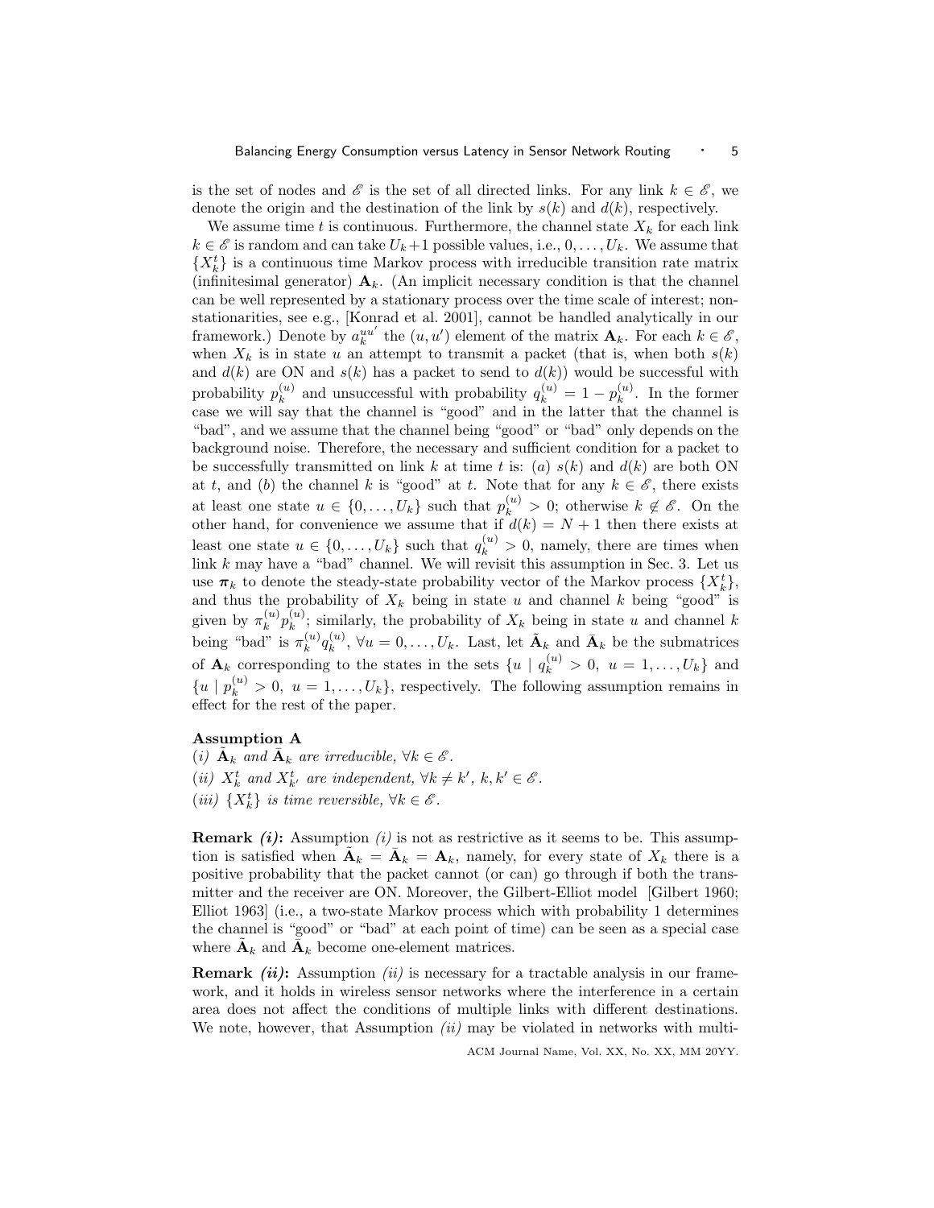is the set of nodes and $\mathscr{E}$ is the set of all directed links. For any link $k \in \mathscr{E}$, we denote the origin and the destination of the link by $s(k)$ and $d(k)$, respectively.

We assume time $t$ is continuous. Furthermore, the channel state $X_k$ for each link $k \in \mathscr{E}$ is random and can take $U_k+1$ possible values, i.e., $0, \dots, U_k$. We assume that $\{X_k^t\}$ is a continuous time Markov process with irreducible transition rate matrix (infinitesimal generator) $\mathbf{A}_k$. (An implicit necessary condition is that the channel can be well represented by a stationary process over the time scale of interest; non-stationarities, see e.g., [Konrad et al. 2001], cannot be handled analytically in our framework.) Denote by $a_k^{uu'}$ the $(u, u')$ element of the matrix $\mathbf{A}_k$. For each $k \in \mathscr{E}$, when $X_k$ is in state $u$ an attempt to transmit a packet (that is, when both $s(k)$ and $d(k)$ are ON and $s(k)$ has a packet to send to $d(k)$) would be successful with probability $p_k^{(u)}$ and unsuccessful with probability $q_k^{(u)} = 1 - p_k^{(u)}$. In the former case we will say that the channel is "good" and in the latter that the channel is "bad", and we assume that the channel being "good" or "bad" only depends on the background noise. Therefore, the necessary and sufficient condition for a packet to be successfully transmitted on link $k$ at time $t$ is: $(a)$ $s(k)$ and $d(k)$ are both ON at $t$, and $(b)$ the channel $k$ is "good" at $t$. Note that for any $k \in \mathscr{E}$, there exists at least one state $u \in \{0, \dots, U_k\}$ such that $p_k^{(u)} > 0$; otherwise $k \notin \mathscr{E}$. On the other hand, for convenience we assume that if $d(k) = N+1$ then there exists at least one state $u \in \{0, \dots, U_k\}$ such that $q_k^{(u)} > 0$, namely, there are times when link $k$ may have a "bad" channel. We will revisit this assumption in Sec. 3. Let us use $\boldsymbol{\pi}_k$ to denote the steady-state probability vector of the Markov process $\{X_k^t\}$, and thus the probability of $X_k$ being in state $u$ and channel $k$ being "good" is given by $\pi_k^{(u)} p_k^{(u)}$; similarly, the probability of $X_k$ being in state $u$ and channel $k$ being "bad" is $\pi_k^{(u)} q_k^{(u)}$, $\forall u = 0, \dots, U_k$. Last, let $\tilde{\mathbf{A}}_k$ and $\bar{\mathbf{A}}_k$ be the submatrices of $\mathbf{A}_k$ corresponding to the states in the sets $\{u \mid q_k^{(u)} > 0,\ u = 1, \dots, U_k\}$ and $\{u \mid p_k^{(u)} > 0,\ u = 1, \dots, U_k\}$, respectively. The following assumption remains in effect for the rest of the paper.

**Assumption A**

*(i)* $\tilde{\mathbf{A}}_k$ *and* $\bar{\mathbf{A}}_k$ *are irreducible,* $\forall k \in \mathscr{E}$.

*(ii)* $X_k^t$ *and* $X_{k'}^t$ *are independent,* $\forall k \neq k'$, $k, k' \in \mathscr{E}$.

*(iii)* $\{X_k^t\}$ *is time reversible,* $\forall k \in \mathscr{E}$.

**Remark *(i)*:** Assumption *(i)* is not as restrictive as it seems to be. This assumption is satisfied when $\tilde{\mathbf{A}}_k = \bar{\mathbf{A}}_k = \mathbf{A}_k$, namely, for every state of $X_k$ there is a positive probability that the packet cannot (or can) go through if both the transmitter and the receiver are ON. Moreover, the Gilbert-Elliot model [Gilbert 1960; Elliot 1963] (i.e., a two-state Markov process which with probability 1 determines the channel is "good" or "bad" at each point of time) can be seen as a special case where $\tilde{\mathbf{A}}_k$ and $\bar{\mathbf{A}}_k$ become one-element matrices.

**Remark *(ii)*:** Assumption *(ii)* is necessary for a tractable analysis in our framework, and it holds in wireless sensor networks where the interference in a certain area does not affect the conditions of multiple links with different destinations. We note, however, that Assumption *(ii)* may be violated in networks with multi-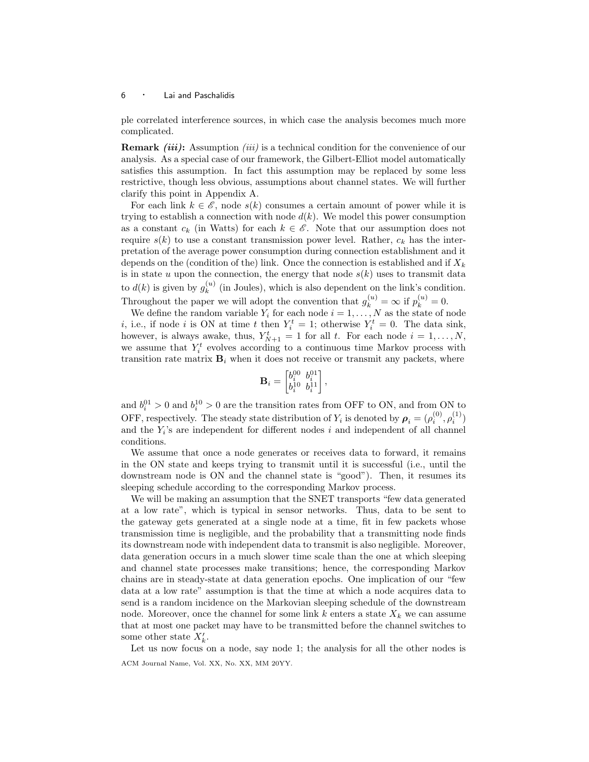ple correlated interference sources, in which case the analysis becomes much more complicated.

**Remark *(iii)*:** Assumption *(iii)* is a technical condition for the convenience of our analysis. As a special case of our framework, the Gilbert-Elliot model automatically satisfies this assumption. In fact this assumption may be replaced by some less restrictive, though less obvious, assumptions about channel states. We will further clarify this point in Appendix A.

For each link $k \in \mathscr{E}$, node $s(k)$ consumes a certain amount of power while it is trying to establish a connection with node $d(k)$. We model this power consumption as a constant $c_k$ (in Watts) for each $k \in \mathscr{E}$. Note that our assumption does not require $s(k)$ to use a constant transmission power level. Rather, $c_k$ has the interpretation of the average power consumption during connection establishment and it depends on the (condition of the) link. Once the connection is established and if $X_k$ is in state $u$ upon the connection, the energy that node $s(k)$ uses to transmit data to $d(k)$ is given by $g_k^{(u)}$ (in Joules), which is also dependent on the link's condition. Throughout the paper we will adopt the convention that $g_k^{(u)} = \infty$ if $p_k^{(u)} = 0$.

We define the random variable $Y_i$ for each node $i = 1, \ldots, N$ as the state of node $i$, i.e., if node $i$ is ON at time $t$ then $Y_i^t = 1$; otherwise $Y_i^t = 0$. The data sink, however, is always awake, thus, $Y_{N+1}^t = 1$ for all $t$. For each node $i = 1, \ldots, N$, we assume that $Y_i^t$ evolves according to a continuous time Markov process with transition rate matrix $\mathbf{B}_i$ when it does not receive or transmit any packets, where

$$\mathbf{B}_i = \begin{bmatrix} b_i^{00} & b_i^{01} \\ b_i^{10} & b_i^{11} \end{bmatrix},$$

and $b_i^{01} > 0$ and $b_i^{10} > 0$ are the transition rates from OFF to ON, and from ON to OFF, respectively. The steady state distribution of $Y_i$ is denoted by $\boldsymbol{\rho}_i = (\rho_i^{(0)}, \rho_i^{(1)})$ and the $Y_i$'s are independent for different nodes $i$ and independent of all channel conditions.

We assume that once a node generates or receives data to forward, it remains in the ON state and keeps trying to transmit until it is successful (i.e., until the downstream node is ON and the channel state is "good"). Then, it resumes its sleeping schedule according to the corresponding Markov process.

We will be making an assumption that the SNET transports "few data generated at a low rate", which is typical in sensor networks. Thus, data to be sent to the gateway gets generated at a single node at a time, fit in few packets whose transmission time is negligible, and the probability that a transmitting node finds its downstream node with independent data to transmit is also negligible. Moreover, data generation occurs in a much slower time scale than the one at which sleeping and channel state processes make transitions; hence, the corresponding Markov chains are in steady-state at data generation epochs. One implication of our "few data at a low rate" assumption is that the time at which a node acquires data to send is a random incidence on the Markovian sleeping schedule of the downstream node. Moreover, once the channel for some link $k$ enters a state $X_k$ we can assume that at most one packet may have to be transmitted before the channel switches to some other state $X_k'$.

Let us now focus on a node, say node 1; the analysis for all the other nodes is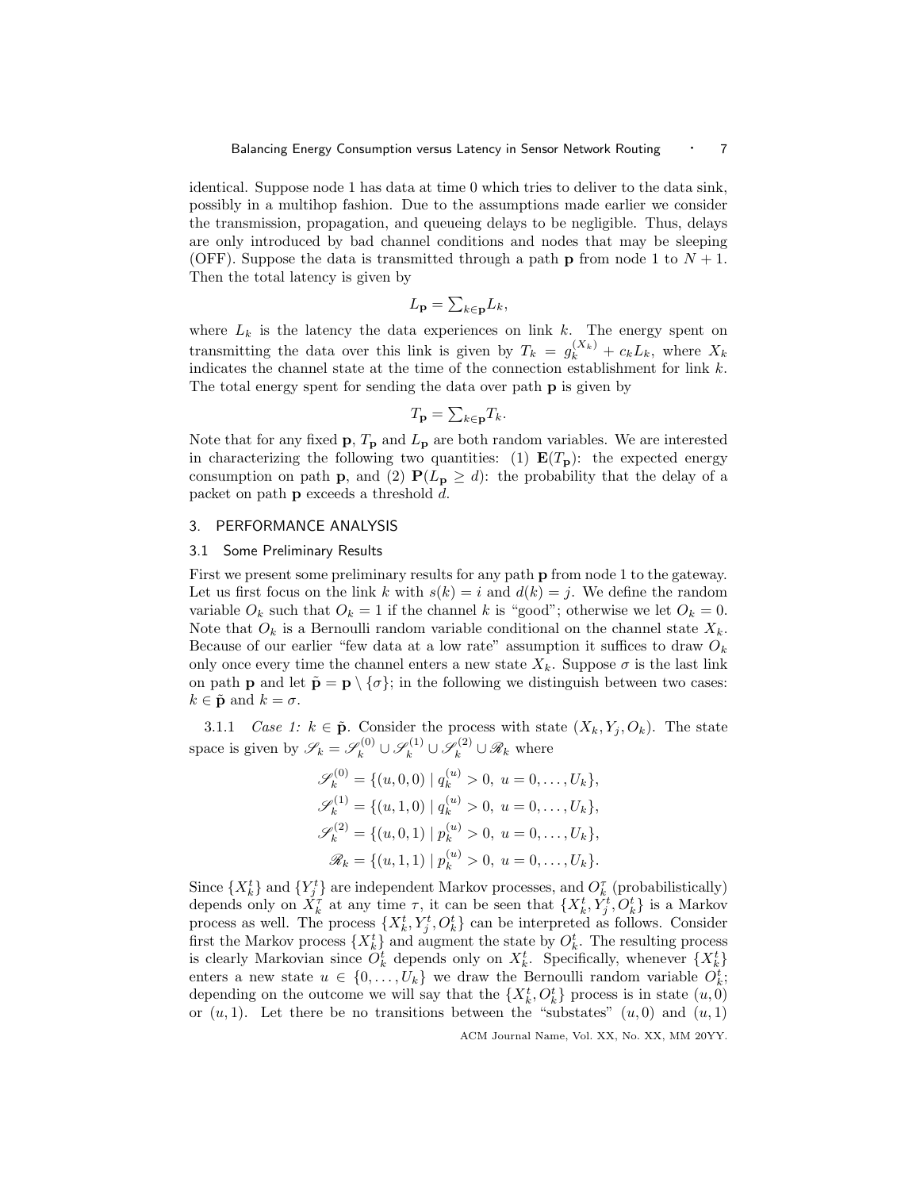identical. Suppose node 1 has data at time 0 which tries to deliver to the data sink, possibly in a multihop fashion. Due to the assumptions made earlier we consider the transmission, propagation, and queueing delays to be negligible. Thus, delays are only introduced by bad channel conditions and nodes that may be sleeping (OFF). Suppose the data is transmitted through a path $\mathbf{p}$ from node 1 to $N+1$. Then the total latency is given by

$$L_{\mathbf{p}} = \textstyle\sum_{k\in\mathbf{p}} L_k,$$

where $L_k$ is the latency the data experiences on link $k$. The energy spent on transmitting the data over this link is given by $T_k = g_k^{(X_k)} + c_k L_k$, where $X_k$ indicates the channel state at the time of the connection establishment for link $k$. The total energy spent for sending the data over path $\mathbf{p}$ is given by

$$T_{\mathbf{p}} = \textstyle\sum_{k\in\mathbf{p}} T_k.$$

Note that for any fixed $\mathbf{p}$, $T_{\mathbf{p}}$ and $L_{\mathbf{p}}$ are both random variables. We are interested in characterizing the following two quantities: (1) $\mathbf{E}(T_{\mathbf{p}})$: the expected energy consumption on path $\mathbf{p}$, and (2) $\mathbf{P}(L_{\mathbf{p}} \geq d)$: the probability that the delay of a packet on path $\mathbf{p}$ exceeds a threshold $d$.

## 3. PERFORMANCE ANALYSIS

### 3.1 Some Preliminary Results

First we present some preliminary results for any path $\mathbf{p}$ from node 1 to the gateway. Let us first focus on the link $k$ with $s(k) = i$ and $d(k) = j$. We define the random variable $O_k$ such that $O_k = 1$ if the channel $k$ is "good"; otherwise we let $O_k = 0$. Note that $O_k$ is a Bernoulli random variable conditional on the channel state $X_k$. Because of our earlier "few data at a low rate" assumption it suffices to draw $O_k$ only once every time the channel enters a new state $X_k$. Suppose $\sigma$ is the last link on path $\mathbf{p}$ and let $\tilde{\mathbf{p}} = \mathbf{p} \setminus \{\sigma\}$; in the following we distinguish between two cases: $k \in \tilde{\mathbf{p}}$ and $k = \sigma$.

3.1.1 *Case 1:* $k \in \tilde{\mathbf{p}}$. Consider the process with state $(X_k, Y_j, O_k)$. The state space is given by $\mathscr{S}_k = \mathscr{S}_k^{(0)} \cup \mathscr{S}_k^{(1)} \cup \mathscr{S}_k^{(2)} \cup \mathscr{R}_k$ where

$$\begin{aligned}
\mathscr{S}_k^{(0)} &= \{(u,0,0) \mid q_k^{(u)} > 0,\ u = 0,\ldots,U_k\},\\
\mathscr{S}_k^{(1)} &= \{(u,1,0) \mid q_k^{(u)} > 0,\ u = 0,\ldots,U_k\},\\
\mathscr{S}_k^{(2)} &= \{(u,0,1) \mid p_k^{(u)} > 0,\ u = 0,\ldots,U_k\},\\
\mathscr{R}_k &= \{(u,1,1) \mid p_k^{(u)} > 0,\ u = 0,\ldots,U_k\}.
\end{aligned}$$

Since $\{X_k^t\}$ and $\{Y_j^t\}$ are independent Markov processes, and $O_k^\tau$ (probabilistically) depends only on $X_k^\tau$ at any time $\tau$, it can be seen that $\{X_k^t, Y_j^t, O_k^t\}$ is a Markov process as well. The process $\{X_k^t, Y_j^t, O_k^t\}$ can be interpreted as follows. Consider first the Markov process $\{X_k^t\}$ and augment the state by $O_k^t$. The resulting process is clearly Markovian since $O_k^t$ depends only on $X_k^t$. Specifically, whenever $\{X_k^t\}$ enters a new state $u \in \{0,\ldots,U_k\}$ we draw the Bernoulli random variable $O_k^t$; depending on the outcome we will say that the $\{X_k^t, O_k^t\}$ process is in state $(u,0)$ or $(u,1)$. Let there be no transitions between the "substates" $(u,0)$ and $(u,1)$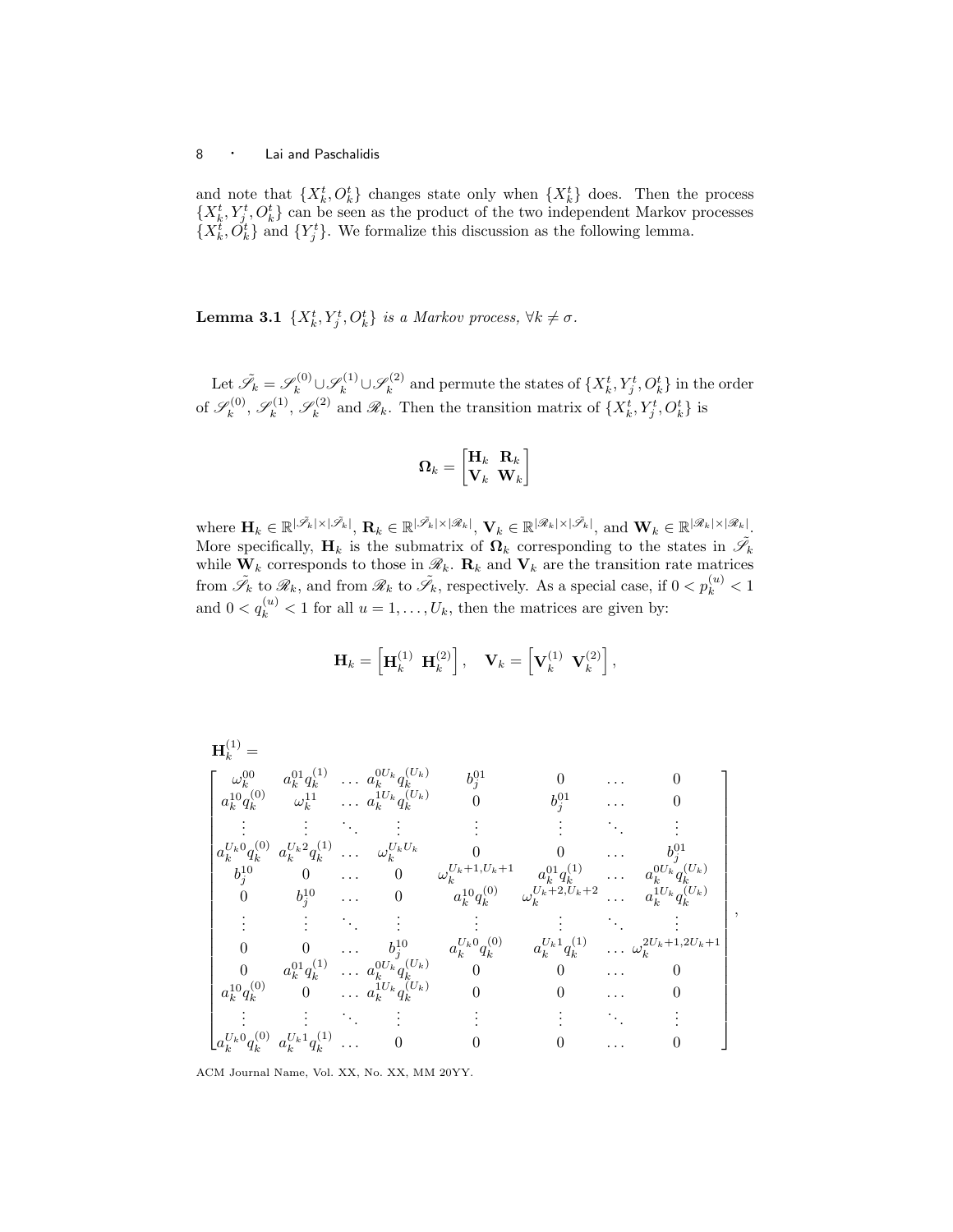and note that $\{X_k^t, O_k^t\}$ changes state only when $\{X_k^t\}$ does. Then the process $\{X_k^t, Y_j^t, O_k^t\}$ can be seen as the product of the two independent Markov processes $\{X_k^t, O_k^t\}$ and $\{Y_j^t\}$. We formalize this discussion as the following lemma.

**Lemma 3.1** *$\{X_k^t, Y_j^t, O_k^t\}$ is a Markov process, $\forall k \neq \sigma$.*

Let $\tilde{\mathscr{S}}_k = \mathscr{S}_k^{(0)} \cup \mathscr{S}_k^{(1)} \cup \mathscr{S}_k^{(2)}$ and permute the states of $\{X_k^t, Y_j^t, O_k^t\}$ in the order of $\mathscr{S}_k^{(0)}$, $\mathscr{S}_k^{(1)}$, $\mathscr{S}_k^{(2)}$ and $\mathscr{R}_k$. Then the transition matrix of $\{X_k^t, Y_j^t, O_k^t\}$ is

$$\mathbf{\Omega}_k = \begin{bmatrix} \mathbf{H}_k & \mathbf{R}_k \\ \mathbf{V}_k & \mathbf{W}_k \end{bmatrix}$$

where $\mathbf{H}_k \in \mathbb{R}^{|\tilde{\mathscr{S}}_k| \times |\tilde{\mathscr{S}}_k|}$, $\mathbf{R}_k \in \mathbb{R}^{|\tilde{\mathscr{S}}_k| \times |\mathscr{R}_k|}$, $\mathbf{V}_k \in \mathbb{R}^{|\mathscr{R}_k| \times |\tilde{\mathscr{S}}_k|}$, and $\mathbf{W}_k \in \mathbb{R}^{|\mathscr{R}_k| \times |\mathscr{R}_k|}$. More specifically, $\mathbf{H}_k$ is the submatrix of $\mathbf{\Omega}_k$ corresponding to the states in $\tilde{\mathscr{S}}_k$ while $\mathbf{W}_k$ corresponds to those in $\mathscr{R}_k$. $\mathbf{R}_k$ and $\mathbf{V}_k$ are the transition rate matrices from $\tilde{\mathscr{S}}_k$ to $\mathscr{R}_k$, and from $\mathscr{R}_k$ to $\tilde{\mathscr{S}}_k$, respectively. As a special case, if $0 < p_k^{(u)} < 1$ and $0 < q_k^{(u)} < 1$ for all $u = 1, \ldots, U_k$, then the matrices are given by:

$$\mathbf{H}_k = \begin{bmatrix} \mathbf{H}_k^{(1)} & \mathbf{H}_k^{(2)} \end{bmatrix}, \quad \mathbf{V}_k = \begin{bmatrix} \mathbf{V}_k^{(1)} & \mathbf{V}_k^{(2)} \end{bmatrix},$$

$$\mathbf{H}_k^{(1)} = \begin{bmatrix}
\omega_k^{00} & a_k^{01} q_k^{(1)} & \ldots & a_k^{0U_k} q_k^{(U_k)} & b_j^{01} & 0 & \ldots & 0 \\
a_k^{10} q_k^{(0)} & \omega_k^{11} & \ldots & a_k^{1U_k} q_k^{(U_k)} & 0 & b_j^{01} & \ldots & 0 \\
\vdots & \vdots & \ddots & \vdots & \vdots & \vdots & \ddots & \vdots \\
a_k^{U_k 0} q_k^{(0)} & a_k^{U_k 2} q_k^{(1)} & \ldots & \omega_k^{U_k U_k} & 0 & 0 & \ldots & b_j^{01} \\
b_j^{10} & 0 & \ldots & 0 & \omega_k^{U_k+1, U_k+1} & a_k^{01} q_k^{(1)} & \ldots & a_k^{0U_k} q_k^{(U_k)} \\
0 & b_j^{10} & \ldots & 0 & a_k^{10} q_k^{(0)} & \omega_k^{U_k+2, U_k+2} & \ldots & a_k^{1U_k} q_k^{(U_k)} \\
\vdots & \vdots & \ddots & \vdots & \vdots & \vdots & \ddots & \vdots \\
0 & 0 & \ldots & b_j^{10} & a_k^{U_k 0} q_k^{(0)} & a_k^{U_k 1} q_k^{(1)} & \ldots & \omega_k^{2U_k+1, 2U_k+1} \\
0 & a_k^{01} q_k^{(1)} & \ldots & a_k^{0U_k} q_k^{(U_k)} & 0 & 0 & \ldots & 0 \\
a_k^{10} q_k^{(0)} & 0 & \ldots & a_k^{1U_k} q_k^{(U_k)} & 0 & 0 & \ldots & 0 \\
\vdots & \vdots & \ddots & \vdots & \vdots & \vdots & \ddots & \vdots \\
a_k^{U_k 0} q_k^{(0)} & a_k^{U_k 1} q_k^{(1)} & \ldots & 0 & 0 & 0 & \ldots & 0
\end{bmatrix},$$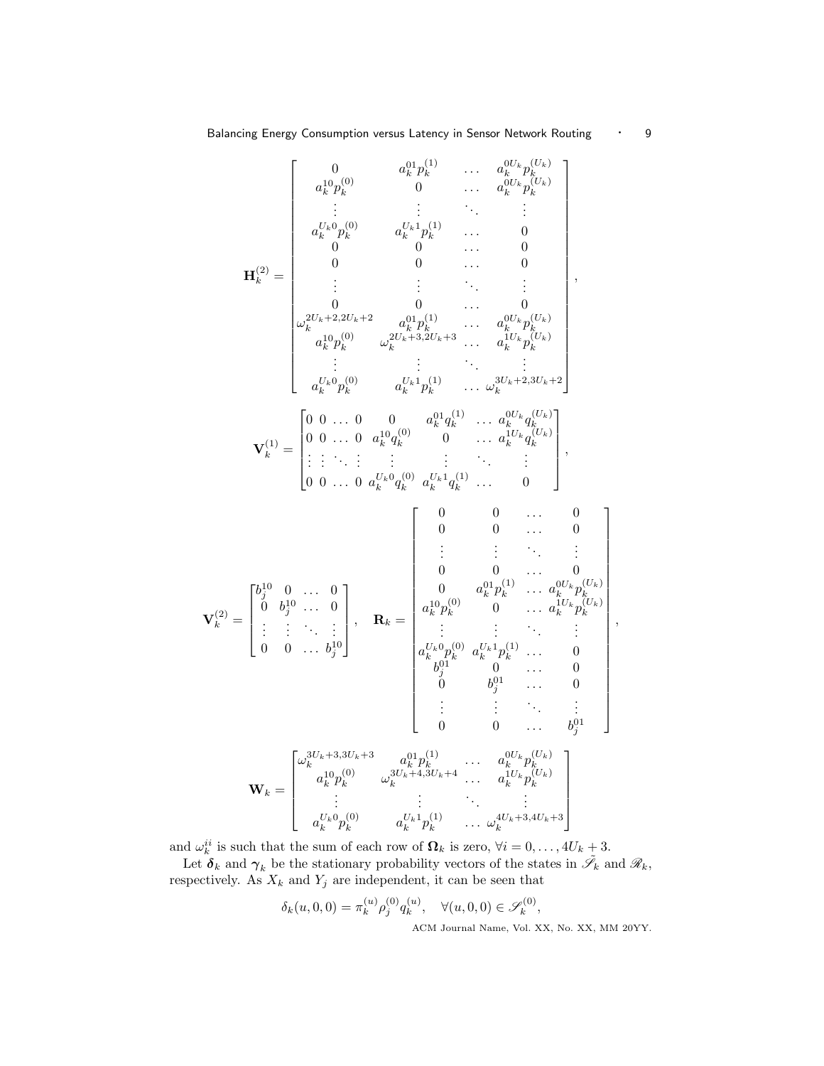$$
\mathbf{H}_k^{(2)} = \begin{bmatrix}
0 & a_k^{01} p_k^{(1)} & \dots & a_k^{0U_k} p_k^{(U_k)} \\
a_k^{10} p_k^{(0)} & 0 & \dots & a_k^{0U_k} p_k^{(U_k)} \\
\vdots & \vdots & \ddots & \vdots \\
a_k^{U_k 0} p_k^{(0)} & a_k^{U_k 1} p_k^{(1)} & \dots & 0 \\
0 & 0 & \dots & 0 \\
0 & 0 & \dots & 0 \\
\vdots & \vdots & \ddots & \vdots \\
0 & 0 & \dots & 0 \\
\omega_k^{2U_k+2, 2U_k+2} & a_k^{01} p_k^{(1)} & \dots & a_k^{0U_k} p_k^{(U_k)} \\
a_k^{10} p_k^{(0)} & \omega_k^{2U_k+3, 2U_k+3} & \dots & a_k^{1U_k} p_k^{(U_k)} \\
\vdots & \vdots & \ddots & \vdots \\
a_k^{U_k 0} p_k^{(0)} & a_k^{U_k 1} p_k^{(1)} & \dots & \omega_k^{3U_k+2, 3U_k+2}
\end{bmatrix},
$$

$$
\mathbf{V}_k^{(1)} = \begin{bmatrix}
0 & 0 & \dots & 0 & 0 & a_k^{01} q_k^{(1)} & \dots & a_k^{0U_k} q_k^{(U_k)} \\
0 & 0 & \dots & 0 & a_k^{10} q_k^{(0)} & 0 & \dots & a_k^{1U_k} q_k^{(U_k)} \\
\vdots & \vdots & \ddots & \vdots & \vdots & \vdots & \ddots & \vdots \\
0 & 0 & \dots & 0 & a_k^{U_k 0} q_k^{(0)} & a_k^{U_k 1} q_k^{(1)} & \dots & 0
\end{bmatrix},
$$

$$
\mathbf{V}_k^{(2)} = \begin{bmatrix}
b_j^{10} & 0 & \dots & 0 \\
0 & b_j^{10} & \dots & 0 \\
\vdots & \vdots & \ddots & \vdots \\
0 & 0 & \dots & b_j^{10}
\end{bmatrix}, \quad
\mathbf{R}_k = \begin{bmatrix}
0 & 0 & \dots & 0 \\
0 & 0 & \dots & 0 \\
\vdots & \vdots & \ddots & \vdots \\
0 & 0 & \dots & 0 \\
0 & a_k^{01} p_k^{(1)} & \dots & a_k^{0U_k} p_k^{(U_k)} \\
a_k^{10} p_k^{(0)} & 0 & \dots & a_k^{1U_k} p_k^{(U_k)} \\
\vdots & \vdots & \ddots & \vdots \\
a_k^{U_k 0} p_k^{(0)} & a_k^{U_k 1} p_k^{(1)} & \dots & 0 \\
b_j^{01} & 0 & \dots & 0 \\
0 & b_j^{01} & \dots & 0 \\
\vdots & \vdots & \ddots & \vdots \\
0 & 0 & \dots & b_j^{01}
\end{bmatrix},
$$

$$
\mathbf{W}_k = \begin{bmatrix}
\omega_k^{3U_k+3, 3U_k+3} & a_k^{01} p_k^{(1)} & \dots & a_k^{0U_k} p_k^{(U_k)} \\
a_k^{10} p_k^{(0)} & \omega_k^{3U_k+4, 3U_k+4} & \dots & a_k^{1U_k} p_k^{(U_k)} \\
\vdots & \vdots & \ddots & \vdots \\
a_k^{U_k 0} p_k^{(0)} & a_k^{U_k 1} p_k^{(1)} & \dots & \omega_k^{4U_k+3, 4U_k+3}
\end{bmatrix}
$$

and $\omega_k^{ii}$ is such that the sum of each row of $\mathbf{\Omega}_k$ is zero, $\forall i = 0, \dots, 4U_k + 3$.

Let $\boldsymbol{\delta}_k$ and $\boldsymbol{\gamma}_k$ be the stationary probability vectors of the states in $\tilde{\mathscr{S}}_k$ and $\mathscr{R}_k$, respectively. As $X_k$ and $Y_j$ are independent, it can be seen that

$$
\delta_k(u, 0, 0) = \pi_k^{(u)} \rho_j^{(0)} q_k^{(u)}, \quad \forall (u, 0, 0) \in \mathscr{S}_k^{(0)},
$$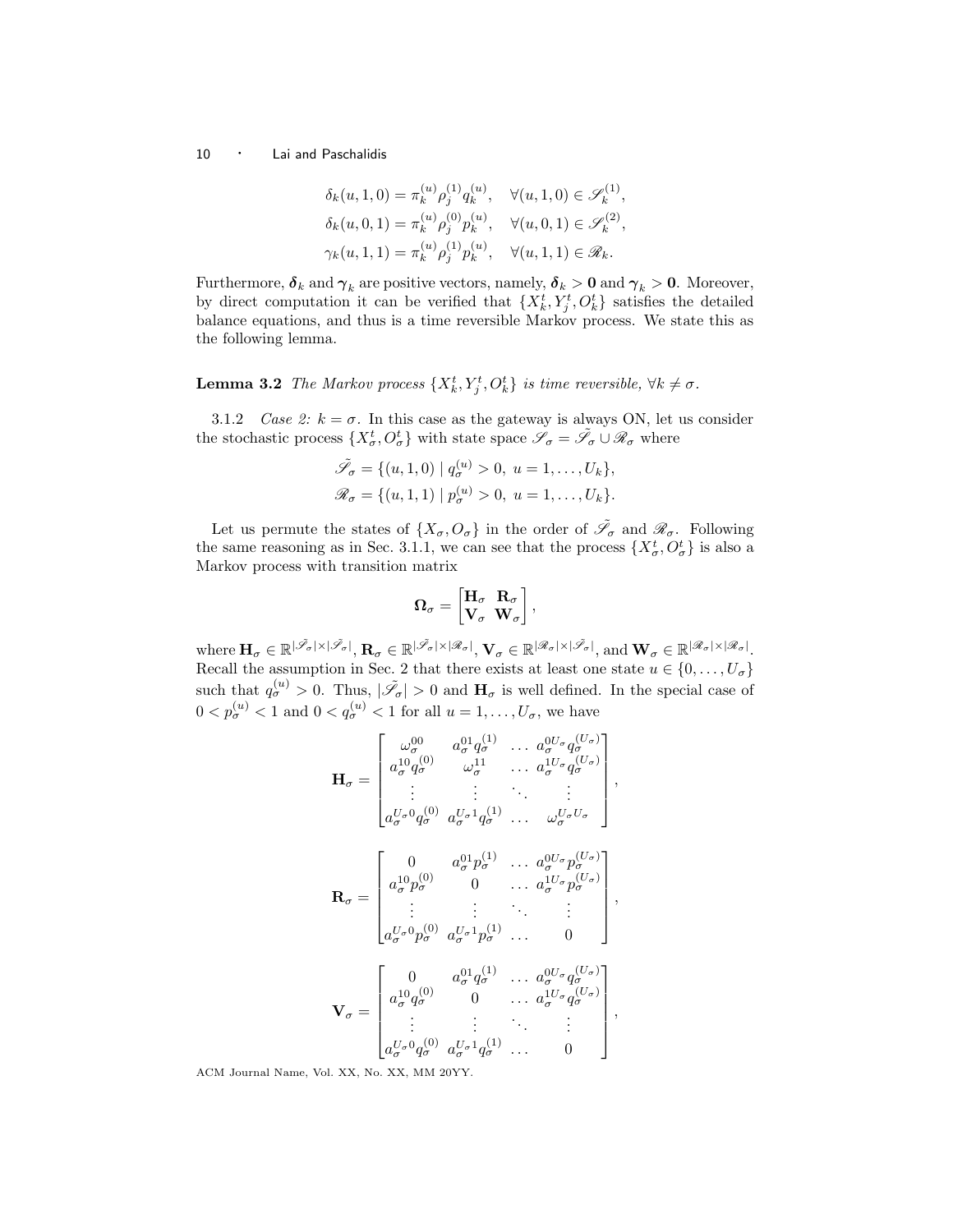$$\delta_k(u,1,0) = \pi_k^{(u)} \rho_j^{(1)} q_k^{(u)}, \quad \forall (u,1,0) \in \mathscr{S}_k^{(1)},$$
$$\delta_k(u,0,1) = \pi_k^{(u)} \rho_j^{(0)} p_k^{(u)}, \quad \forall (u,0,1) \in \mathscr{S}_k^{(2)},$$
$$\gamma_k(u,1,1) = \pi_k^{(u)} \rho_j^{(1)} p_k^{(u)}, \quad \forall (u,1,1) \in \mathscr{R}_k.$$

Furthermore, $\boldsymbol{\delta}_k$ and $\boldsymbol{\gamma}_k$ are positive vectors, namely, $\boldsymbol{\delta}_k > \mathbf{0}$ and $\boldsymbol{\gamma}_k > \mathbf{0}$. Moreover, by direct computation it can be verified that $\{X_k^t, Y_j^t, O_k^t\}$ satisfies the detailed balance equations, and thus is a time reversible Markov process. We state this as the following lemma.

**Lemma 3.2** *The Markov process $\{X_k^t, Y_j^t, O_k^t\}$ is time reversible, $\forall k \neq \sigma$.*

3.1.2 *Case 2: $k = \sigma$.* In this case as the gateway is always ON, let us consider the stochastic process $\{X_\sigma^t, O_\sigma^t\}$ with state space $\mathscr{S}_\sigma = \tilde{\mathscr{S}}_\sigma \cup \mathscr{R}_\sigma$ where

$$\tilde{\mathscr{S}}_\sigma = \{(u,1,0) \mid q_\sigma^{(u)} > 0, \ u = 1, \ldots, U_k\},$$
$$\mathscr{R}_\sigma = \{(u,1,1) \mid p_\sigma^{(u)} > 0, \ u = 1, \ldots, U_k\}.$$

Let us permute the states of $\{X_\sigma, O_\sigma\}$ in the order of $\tilde{\mathscr{S}}_\sigma$ and $\mathscr{R}_\sigma$. Following the same reasoning as in Sec. 3.1.1, we can see that the process $\{X_\sigma^t, O_\sigma^t\}$ is also a Markov process with transition matrix

$$\boldsymbol{\Omega}_\sigma = \begin{bmatrix} \mathbf{H}_\sigma & \mathbf{R}_\sigma \\ \mathbf{V}_\sigma & \mathbf{W}_\sigma \end{bmatrix},$$

where $\mathbf{H}_\sigma \in \mathbb{R}^{|\tilde{\mathscr{S}}_\sigma| \times |\tilde{\mathscr{S}}_\sigma|}$, $\mathbf{R}_\sigma \in \mathbb{R}^{|\tilde{\mathscr{S}}_\sigma| \times |\mathscr{R}_\sigma|}$, $\mathbf{V}_\sigma \in \mathbb{R}^{|\mathscr{R}_\sigma| \times |\tilde{\mathscr{S}}_\sigma|}$, and $\mathbf{W}_\sigma \in \mathbb{R}^{|\mathscr{R}_\sigma| \times |\mathscr{R}_\sigma|}$. Recall the assumption in Sec. 2 that there exists at least one state $u \in \{0, \ldots, U_\sigma\}$ such that $q_\sigma^{(u)} > 0$. Thus, $|\tilde{\mathscr{S}}_\sigma| > 0$ and $\mathbf{H}_\sigma$ is well defined. In the special case of $0 < p_\sigma^{(u)} < 1$ and $0 < q_\sigma^{(u)} < 1$ for all $u = 1, \ldots, U_\sigma$, we have

$$\mathbf{H}_\sigma = \begin{bmatrix} \omega_\sigma^{00} & a_\sigma^{01} q_\sigma^{(1)} & \ldots & a_\sigma^{0U_\sigma} q_\sigma^{(U_\sigma)} \\ a_\sigma^{10} q_\sigma^{(0)} & \omega_\sigma^{11} & \ldots & a_\sigma^{1U_\sigma} q_\sigma^{(U_\sigma)} \\ \vdots & \vdots & \ddots & \vdots \\ a_\sigma^{U_\sigma 0} q_\sigma^{(0)} & a_\sigma^{U_\sigma 1} q_\sigma^{(1)} & \ldots & \omega_\sigma^{U_\sigma U_\sigma} \end{bmatrix},$$

$$\mathbf{R}_\sigma = \begin{bmatrix} 0 & a_\sigma^{01} p_\sigma^{(1)} & \ldots & a_\sigma^{0U_\sigma} p_\sigma^{(U_\sigma)} \\ a_\sigma^{10} p_\sigma^{(0)} & 0 & \ldots & a_\sigma^{1U_\sigma} p_\sigma^{(U_\sigma)} \\ \vdots & \vdots & \ddots & \vdots \\ a_\sigma^{U_\sigma 0} p_\sigma^{(0)} & a_\sigma^{U_\sigma 1} p_\sigma^{(1)} & \ldots & 0 \end{bmatrix},$$

$$\mathbf{V}_\sigma = \begin{bmatrix} 0 & a_\sigma^{01} q_\sigma^{(1)} & \ldots & a_\sigma^{0U_\sigma} q_\sigma^{(U_\sigma)} \\ a_\sigma^{10} q_\sigma^{(0)} & 0 & \ldots & a_\sigma^{1U_\sigma} q_\sigma^{(U_\sigma)} \\ \vdots & \vdots & \ddots & \vdots \\ a_\sigma^{U_\sigma 0} q_\sigma^{(0)} & a_\sigma^{U_\sigma 1} q_\sigma^{(1)} & \ldots & 0 \end{bmatrix},$$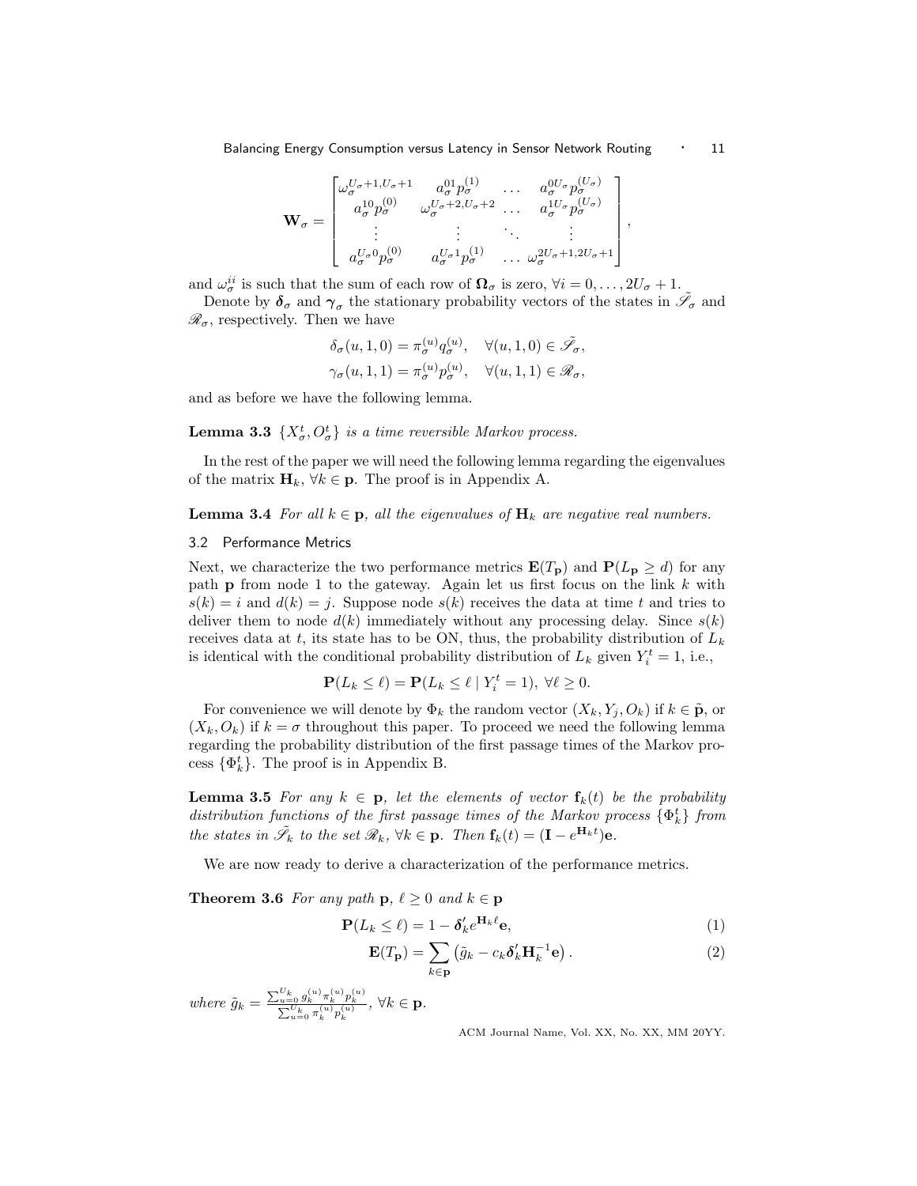$$
\mathbf{W}_\sigma = \begin{bmatrix} \omega_\sigma^{U_\sigma+1,U_\sigma+1} & a_\sigma^{01} p_\sigma^{(1)} & \dots & a_\sigma^{0U_\sigma} p_\sigma^{(U_\sigma)} \\ a_\sigma^{10} p_\sigma^{(0)} & \omega_\sigma^{U_\sigma+2,U_\sigma+2} & \dots & a_\sigma^{1U_\sigma} p_\sigma^{(U_\sigma)} \\ \vdots & \vdots & \ddots & \vdots \\ a_\sigma^{U_\sigma 0} p_\sigma^{(0)} & a_\sigma^{U_\sigma 1} p_\sigma^{(1)} & \dots & \omega_\sigma^{2U_\sigma+1,2U_\sigma+1} \end{bmatrix},
$$

and $\omega_\sigma^{ii}$ is such that the sum of each row of $\mathbf{\Omega}_\sigma$ is zero, $\forall i = 0, \dots, 2U_\sigma + 1$.

Denote by $\boldsymbol{\delta}_\sigma$ and $\boldsymbol{\gamma}_\sigma$ the stationary probability vectors of the states in $\tilde{\mathscr{S}}_\sigma$ and $\mathscr{R}_\sigma$, respectively. Then we have

$$
\delta_\sigma(u,1,0) = \pi_\sigma^{(u)} q_\sigma^{(u)}, \quad \forall (u,1,0) \in \tilde{\mathscr{S}}_\sigma,
$$

$$
\gamma_\sigma(u,1,1) = \pi_\sigma^{(u)} p_\sigma^{(u)}, \quad \forall (u,1,1) \in \mathscr{R}_\sigma,
$$

and as before we have the following lemma.

**Lemma 3.3** *$\{X_\sigma^t, O_\sigma^t\}$ is a time reversible Markov process.*

In the rest of the paper we will need the following lemma regarding the eigenvalues of the matrix $\mathbf{H}_k$, $\forall k \in \mathbf{p}$. The proof is in Appendix A.

**Lemma 3.4** *For all $k \in \mathbf{p}$, all the eigenvalues of $\mathbf{H}_k$ are negative real numbers.*

### 3.2 Performance Metrics

Next, we characterize the two performance metrics $\mathbf{E}(T_\mathbf{p})$ and $\mathbf{P}(L_\mathbf{p} \geq d)$ for any path $\mathbf{p}$ from node 1 to the gateway. Again let us first focus on the link $k$ with $s(k) = i$ and $d(k) = j$. Suppose node $s(k)$ receives the data at time $t$ and tries to deliver them to node $d(k)$ immediately without any processing delay. Since $s(k)$ receives data at $t$, its state has to be ON, thus, the probability distribution of $L_k$ is identical with the conditional probability distribution of $L_k$ given $Y_i^t = 1$, i.e.,

$$
\mathbf{P}(L_k \leq \ell) = \mathbf{P}(L_k \leq \ell \mid Y_i^t = 1), \; \forall \ell \geq 0.
$$

For convenience we will denote by $\Phi_k$ the random vector $(X_k, Y_j, O_k)$ if $k \in \tilde{\mathbf{p}}$, or $(X_k, O_k)$ if $k = \sigma$ throughout this paper. To proceed we need the following lemma regarding the probability distribution of the first passage times of the Markov process $\{\Phi_k^t\}$. The proof is in Appendix B.

**Lemma 3.5** *For any $k \in \mathbf{p}$, let the elements of vector $\mathbf{f}_k(t)$ be the probability distribution functions of the first passage times of the Markov process $\{\Phi_k^t\}$ from the states in $\tilde{\mathscr{S}}_k$ to the set $\mathscr{R}_k$, $\forall k \in \mathbf{p}$. Then $\mathbf{f}_k(t) = (\mathbf{I} - e^{\mathbf{H}_k t})\mathbf{e}$.*

We are now ready to derive a characterization of the performance metrics.

**Theorem 3.6** *For any path $\mathbf{p}$, $\ell \geq 0$ and $k \in \mathbf{p}$*

$$
\mathbf{P}(L_k \leq \ell) = 1 - \boldsymbol{\delta}_k' e^{\mathbf{H}_k \ell} \mathbf{e}, \tag{1}
$$

$$
\mathbf{E}(T_\mathbf{p}) = \sum_{k \in \mathbf{p}} \left( \tilde{g}_k - c_k \boldsymbol{\delta}_k' \mathbf{H}_k^{-1} \mathbf{e} \right). \tag{2}
$$

*where $\tilde{g}_k = \frac{\sum_{u=0}^{U_k} g_k^{(u)} \pi_k^{(u)} p_k^{(u)}}{\sum_{u=0}^{U_k} \pi_k^{(u)} p_k^{(u)}}$, $\forall k \in \mathbf{p}$.*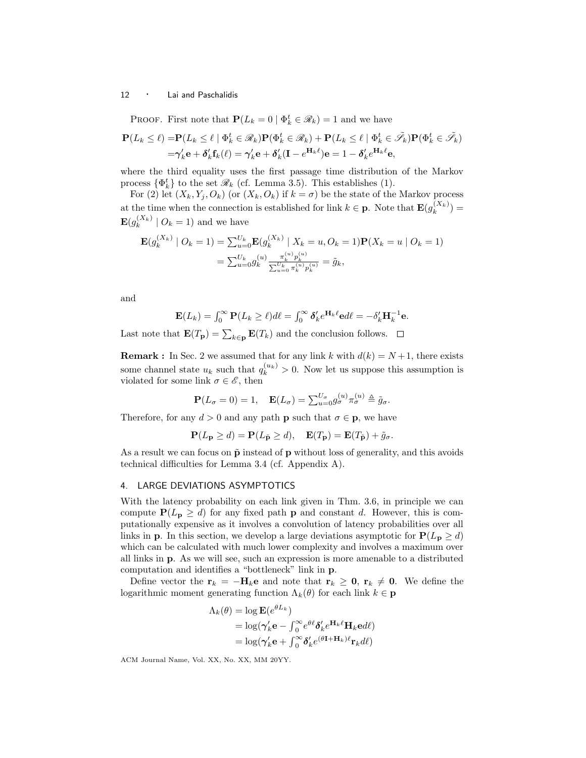PROOF. First note that $\mathbf{P}(L_k = 0 \mid \Phi_k^t \in \mathscr{R}_k) = 1$ and we have

$$
\begin{aligned}
\mathbf{P}(L_k \leq \ell) =& \mathbf{P}(L_k \leq \ell \mid \Phi_k^t \in \mathscr{R}_k)\mathbf{P}(\Phi_k^t \in \mathscr{R}_k) + \mathbf{P}(L_k \leq \ell \mid \Phi_k^t \in \tilde{\mathscr{S}}_k)\mathbf{P}(\Phi_k^t \in \tilde{\mathscr{S}}_k) \\
=& \boldsymbol{\gamma}_k'\mathbf{e} + \boldsymbol{\delta}_k'\mathbf{f}_k(\ell) = \boldsymbol{\gamma}_k'\mathbf{e} + \boldsymbol{\delta}_k'(\mathbf{I} - e^{\mathbf{H}_k\ell})\mathbf{e} = 1 - \boldsymbol{\delta}_k' e^{\mathbf{H}_k\ell}\mathbf{e},
\end{aligned}
$$

where the third equality uses the first passage time distribution of the Markov process $\{\Phi_k^t\}$ to the set $\mathscr{R}_k$ (cf. Lemma 3.5). This establishes (1).

For (2) let $(X_k, Y_j, O_k)$ (or $(X_k, O_k)$ if $k = \sigma$) be the state of the Markov process at the time when the connection is established for link $k \in \mathbf{p}$. Note that $\mathbf{E}(g_k^{(X_k)}) = \mathbf{E}(g_k^{(X_k)} \mid O_k = 1)$ and we have

$$
\begin{aligned}
\mathbf{E}(g_k^{(X_k)} \mid O_k = 1) &= \textstyle\sum_{u=0}^{U_k} \mathbf{E}(g_k^{(X_k)} \mid X_k = u, O_k = 1)\mathbf{P}(X_k = u \mid O_k = 1) \\
&= \textstyle\sum_{u=0}^{U_k} g_k^{(u)} \frac{\pi_k^{(u)} p_k^{(u)}}{\sum_{u=0}^{U_k} \pi_k^{(u)} p_k^{(u)}} = \tilde{g}_k,
\end{aligned}
$$

and

$$
\mathbf{E}(L_k) = \textstyle\int_0^\infty \mathbf{P}(L_k \geq \ell) d\ell = \int_0^\infty \boldsymbol{\delta}_k' e^{\mathbf{H}_k\ell}\mathbf{e} d\ell = -\delta_k' \mathbf{H}_k^{-1}\mathbf{e}.
$$

Last note that $\mathbf{E}(T_\mathbf{p}) = \sum_{k \in \mathbf{p}} \mathbf{E}(T_k)$ and the conclusion follows. □

**Remark :** In Sec. 2 we assumed that for any link $k$ with $d(k) = N+1$, there exists some channel state $u_k$ such that $q_k^{(u_k)} > 0$. Now let us suppose this assumption is violated for some link $\sigma \in \mathscr{E}$, then

$$
\mathbf{P}(L_\sigma = 0) = 1, \quad \mathbf{E}(L_\sigma) = \textstyle\sum_{u=0}^{U_\sigma} g_\sigma^{(u)} \pi_\sigma^{(u)} \triangleq \tilde{g}_\sigma.
$$

Therefore, for any $d > 0$ and any path $\mathbf{p}$ such that $\sigma \in \mathbf{p}$, we have

$$
\mathbf{P}(L_\mathbf{p} \geq d) = \mathbf{P}(L_{\tilde{\mathbf{p}}} \geq d), \quad \mathbf{E}(T_\mathbf{p}) = \mathbf{E}(T_{\tilde{\mathbf{p}}}) + \tilde{g}_\sigma.
$$

As a result we can focus on $\tilde{\mathbf{p}}$ instead of $\mathbf{p}$ without loss of generality, and this avoids technical difficulties for Lemma 3.4 (cf. Appendix A).

## 4. LARGE DEVIATIONS ASYMPTOTICS

With the latency probability on each link given in Thm. 3.6, in principle we can compute $\mathbf{P}(L_\mathbf{p} \geq d)$ for any fixed path $\mathbf{p}$ and constant $d$. However, this is computationally expensive as it involves a convolution of latency probabilities over all links in $\mathbf{p}$. In this section, we develop a large deviations asymptotic for $\mathbf{P}(L_\mathbf{p} \geq d)$ which can be calculated with much lower complexity and involves a maximum over all links in $\mathbf{p}$. As we will see, such an expression is more amenable to a distributed computation and identifies a "bottleneck" link in $\mathbf{p}$.

Define vector the $\mathbf{r}_k = -\mathbf{H}_k\mathbf{e}$ and note that $\mathbf{r}_k \geq \mathbf{0}$, $\mathbf{r}_k \neq \mathbf{0}$. We define the logarithmic moment generating function $\Lambda_k(\theta)$ for each link $k \in \mathbf{p}$

$$
\begin{aligned}
\Lambda_k(\theta) &= \log \mathbf{E}(e^{\theta L_k}) \\
&= \log(\boldsymbol{\gamma}_k'\mathbf{e} - \textstyle\int_0^\infty e^{\theta\ell} \boldsymbol{\delta}_k' e^{\mathbf{H}_k\ell}\mathbf{H}_k\mathbf{e} d\ell) \\
&= \log(\boldsymbol{\gamma}_k'\mathbf{e} + \textstyle\int_0^\infty \boldsymbol{\delta}_k' e^{(\theta\mathbf{I} + \mathbf{H}_k)\ell}\mathbf{r}_k d\ell)
\end{aligned}
$$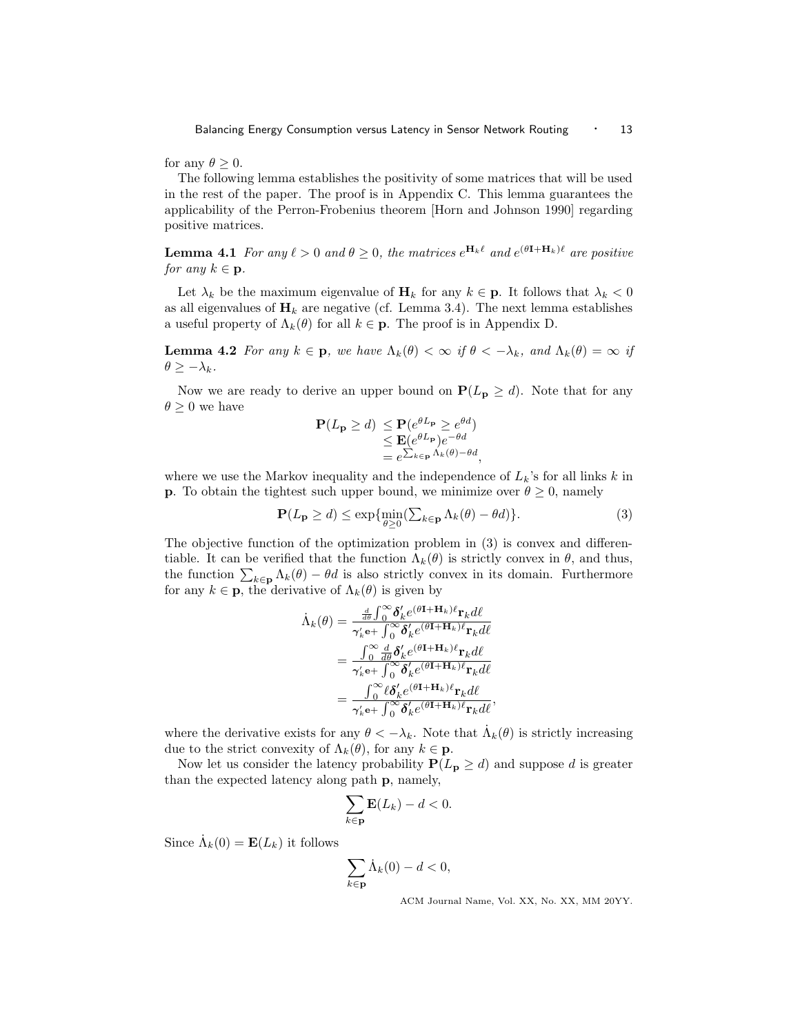for any $\theta \geq 0$.

The following lemma establishes the positivity of some matrices that will be used in the rest of the paper. The proof is in Appendix C. This lemma guarantees the applicability of the Perron-Frobenius theorem [Horn and Johnson 1990] regarding positive matrices.

**Lemma 4.1** *For any $\ell > 0$ and $\theta \geq 0$, the matrices $e^{\mathbf{H}_k \ell}$ and $e^{(\theta \mathbf{I} + \mathbf{H}_k)\ell}$ are positive for any $k \in \mathbf{p}$.*

Let $\lambda_k$ be the maximum eigenvalue of $\mathbf{H}_k$ for any $k \in \mathbf{p}$. It follows that $\lambda_k < 0$ as all eigenvalues of $\mathbf{H}_k$ are negative (cf. Lemma 3.4). The next lemma establishes a useful property of $\Lambda_k(\theta)$ for all $k \in \mathbf{p}$. The proof is in Appendix D.

**Lemma 4.2** *For any $k \in \mathbf{p}$, we have $\Lambda_k(\theta) < \infty$ if $\theta < -\lambda_k$, and $\Lambda_k(\theta) = \infty$ if $\theta \geq -\lambda_k$.*

Now we are ready to derive an upper bound on $\mathbf{P}(L_{\mathbf{p}} \geq d)$. Note that for any $\theta \geq 0$ we have

$$
\begin{aligned}
\mathbf{P}(L_{\mathbf{p}} \geq d) &\leq \mathbf{P}(e^{\theta L_{\mathbf{p}}} \geq e^{\theta d}) \\
&\leq \mathbf{E}(e^{\theta L_{\mathbf{p}}}) e^{-\theta d} \\
&= e^{\sum_{k \in \mathbf{p}} \Lambda_k(\theta) - \theta d},
\end{aligned}
$$

where we use the Markov inequality and the independence of $L_k$'s for all links $k$ in $\mathbf{p}$. To obtain the tightest such upper bound, we minimize over $\theta \geq 0$, namely

$$
\mathbf{P}(L_{\mathbf{p}} \geq d) \leq \exp\{\min_{\theta \geq 0} (\textstyle\sum_{k \in \mathbf{p}} \Lambda_k(\theta) - \theta d)\}. \tag{3}
$$

The objective function of the optimization problem in (3) is convex and differentiable. It can be verified that the function $\Lambda_k(\theta)$ is strictly convex in $\theta$, and thus, the function $\sum_{k \in \mathbf{p}} \Lambda_k(\theta) - \theta d$ is also strictly convex in its domain. Furthermore for any $k \in \mathbf{p}$, the derivative of $\Lambda_k(\theta)$ is given by

$$
\begin{aligned}
\dot{\Lambda}_k(\theta) &= \frac{\frac{d}{d\theta} \int_0^\infty \boldsymbol{\delta}_k' e^{(\theta \mathbf{I} + \mathbf{H}_k)\ell} \mathbf{r}_k d\ell}{\boldsymbol{\gamma}_k' \mathbf{e} + \int_0^\infty \boldsymbol{\delta}_k' e^{(\theta \mathbf{I} + \mathbf{H}_k)\ell} \mathbf{r}_k d\ell} \\
&= \frac{\int_0^\infty \frac{d}{d\theta} \boldsymbol{\delta}_k' e^{(\theta \mathbf{I} + \mathbf{H}_k)\ell} \mathbf{r}_k d\ell}{\boldsymbol{\gamma}_k' \mathbf{e} + \int_0^\infty \boldsymbol{\delta}_k' e^{(\theta \mathbf{I} + \mathbf{H}_k)\ell} \mathbf{r}_k d\ell} \\
&= \frac{\int_0^\infty \ell \boldsymbol{\delta}_k' e^{(\theta \mathbf{I} + \mathbf{H}_k)\ell} \mathbf{r}_k d\ell}{\boldsymbol{\gamma}_k' \mathbf{e} + \int_0^\infty \boldsymbol{\delta}_k' e^{(\theta \mathbf{I} + \mathbf{H}_k)\ell} \mathbf{r}_k d\ell},
\end{aligned}
$$

where the derivative exists for any $\theta < -\lambda_k$. Note that $\dot{\Lambda}_k(\theta)$ is strictly increasing due to the strict convexity of $\Lambda_k(\theta)$, for any $k \in \mathbf{p}$.

Now let us consider the latency probability $\mathbf{P}(L_{\mathbf{p}} \geq d)$ and suppose $d$ is greater than the expected latency along path $\mathbf{p}$, namely,

$$
\sum_{k \in \mathbf{p}} \mathbf{E}(L_k) - d < 0.
$$

Since $\dot{\Lambda}_k(0) = \mathbf{E}(L_k)$ it follows

$$
\sum_{k \in \mathbf{p}} \dot{\Lambda}_k(0) - d < 0,
$$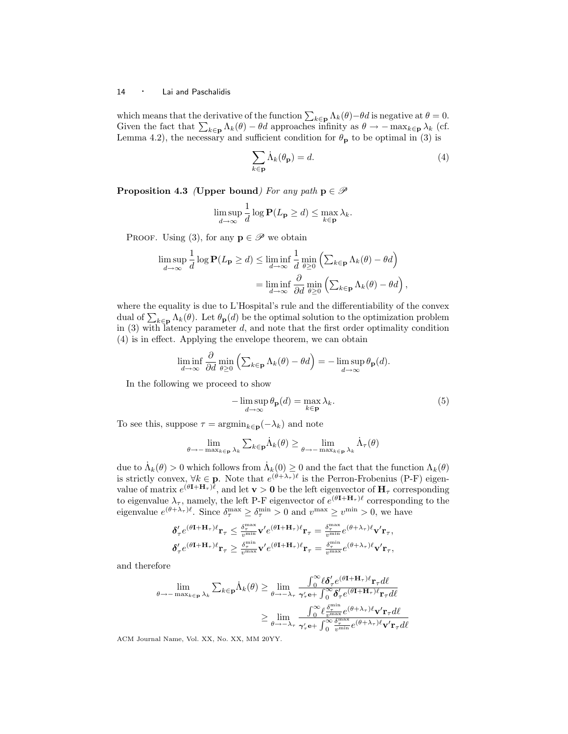which means that the derivative of the function $\sum_{k\in\mathbf{p}} \Lambda_k(\theta) - \theta d$ is negative at $\theta = 0$. Given the fact that $\sum_{k\in\mathbf{p}} \Lambda_k(\theta) - \theta d$ approaches infinity as $\theta \to -\max_{k\in\mathbf{p}} \lambda_k$ (cf. Lemma 4.2), the necessary and sufficient condition for $\theta_{\mathbf{p}}$ to be optimal in (3) is

$$\sum_{k\in\mathbf{p}} \dot{\Lambda}_k(\theta_{\mathbf{p}}) = d. \tag{4}$$

**Proposition 4.3** *(**Upper bound**) For any path $\mathbf{p} \in \mathscr{P}$*

$$\limsup_{d\to\infty} \frac{1}{d} \log \mathbf{P}(L_{\mathbf{p}} \geq d) \leq \max_{k\in\mathbf{p}} \lambda_k.$$

Proof. Using (3), for any $\mathbf{p} \in \mathscr{P}$ we obtain

$$\begin{aligned}
\limsup_{d\to\infty} \frac{1}{d} \log \mathbf{P}(L_{\mathbf{p}} \geq d) &\leq \liminf_{d\to\infty} \frac{1}{d} \min_{\theta\geq 0} \Big( \textstyle\sum_{k\in\mathbf{p}} \Lambda_k(\theta) - \theta d \Big) \\
&= \liminf_{d\to\infty} \frac{\partial}{\partial d} \min_{\theta\geq 0} \Big( \textstyle\sum_{k\in\mathbf{p}} \Lambda_k(\theta) - \theta d \Big),
\end{aligned}$$

where the equality is due to L'Hospital's rule and the differentiability of the convex dual of $\sum_{k\in\mathbf{p}} \Lambda_k(\theta)$. Let $\theta_{\mathbf{p}}(d)$ be the optimal solution to the optimization problem in (3) with latency parameter $d$, and note that the first order optimality condition (4) is in effect. Applying the envelope theorem, we can obtain

$$\liminf_{d\to\infty} \frac{\partial}{\partial d} \min_{\theta\geq 0} \Big( \textstyle\sum_{k\in\mathbf{p}} \Lambda_k(\theta) - \theta d \Big) = -\limsup_{d\to\infty} \theta_{\mathbf{p}}(d).$$

In the following we proceed to show

$$-\limsup_{d\to\infty} \theta_{\mathbf{p}}(d) = \max_{k\in\mathbf{p}} \lambda_k. \tag{5}$$

To see this, suppose $\tau = \operatorname{argmin}_{k\in\mathbf{p}}(-\lambda_k)$ and note

$$\lim_{\theta\to-\max_{k\in\mathbf{p}}\lambda_k} \textstyle\sum_{k\in\mathbf{p}} \dot{\Lambda}_k(\theta) \geq \displaystyle\lim_{\theta\to-\max_{k\in\mathbf{p}}\lambda_k} \dot{\Lambda}_\tau(\theta)$$

due to $\dot{\Lambda}_k(\theta) > 0$ which follows from $\dot{\Lambda}_k(0) \geq 0$ and the fact that the function $\Lambda_k(\theta)$ is strictly convex, $\forall k \in \mathbf{p}$. Note that $e^{(\theta+\lambda_\tau)\ell}$ is the Perron-Frobenius (P-F) eigenvalue of matrix $e^{(\theta\mathbf{I}+\mathbf{H}_\tau)\ell}$, and let $\mathbf{v} > \mathbf{0}$ be the left eigenvector of $\mathbf{H}_\tau$ corresponding to eigenvalue $\lambda_\tau$, namely, the left P-F eigenvector of $e^{(\theta\mathbf{I}+\mathbf{H}_\tau)\ell}$ corresponding to the eigenvalue $e^{(\theta+\lambda_\tau)\ell}$. Since $\delta_\tau^{\max} \geq \delta_\tau^{\min} > 0$ and $v^{\max} \geq v^{\min} > 0$, we have

$$\begin{aligned}
\boldsymbol{\delta}'_\tau e^{(\theta\mathbf{I}+\mathbf{H}_\tau)\ell}\mathbf{r}_\tau &\leq \tfrac{\delta_\tau^{\max}}{v^{\min}} \mathbf{v}' e^{(\theta\mathbf{I}+\mathbf{H}_\tau)\ell}\mathbf{r}_\tau = \tfrac{\delta_\tau^{\max}}{v^{\min}} e^{(\theta+\lambda_\tau)\ell}\mathbf{v}'\mathbf{r}_\tau, \\
\boldsymbol{\delta}'_\tau e^{(\theta\mathbf{I}+\mathbf{H}_\tau)\ell}\mathbf{r}_\tau &\geq \tfrac{\delta_\tau^{\min}}{v^{\max}} \mathbf{v}' e^{(\theta\mathbf{I}+\mathbf{H}_\tau)\ell}\mathbf{r}_\tau = \tfrac{\delta_\tau^{\min}}{v^{\max}} e^{(\theta+\lambda_\tau)\ell}\mathbf{v}'\mathbf{r}_\tau,
\end{aligned}$$

and therefore

$$\begin{aligned}
\lim_{\theta\to-\max_{k\in\mathbf{p}}\lambda_k} \textstyle\sum_{k\in\mathbf{p}} \dot{\Lambda}_k(\theta) &\geq \displaystyle\lim_{\theta\to-\lambda_\tau} \frac{\int_0^\infty \ell \boldsymbol{\delta}'_\tau e^{(\theta\mathbf{I}+\mathbf{H}_\tau)\ell}\mathbf{r}_\tau d\ell}{\boldsymbol{\gamma}'_\tau\mathbf{e} + \int_0^\infty \boldsymbol{\delta}'_\tau e^{(\theta\mathbf{I}+\mathbf{H}_\tau)\ell}\mathbf{r}_\tau d\ell} \\
&\geq \lim_{\theta\to-\lambda_\tau} \frac{\int_0^\infty \ell \frac{\delta_\tau^{\min}}{v^{\max}} e^{(\theta+\lambda_\tau)\ell}\mathbf{v}'\mathbf{r}_\tau d\ell}{\boldsymbol{\gamma}'_\tau\mathbf{e} + \int_0^\infty \frac{\delta_\tau^{\max}}{v^{\min}} e^{(\theta+\lambda_\tau)\ell}\mathbf{v}'\mathbf{r}_\tau d\ell}
\end{aligned}$$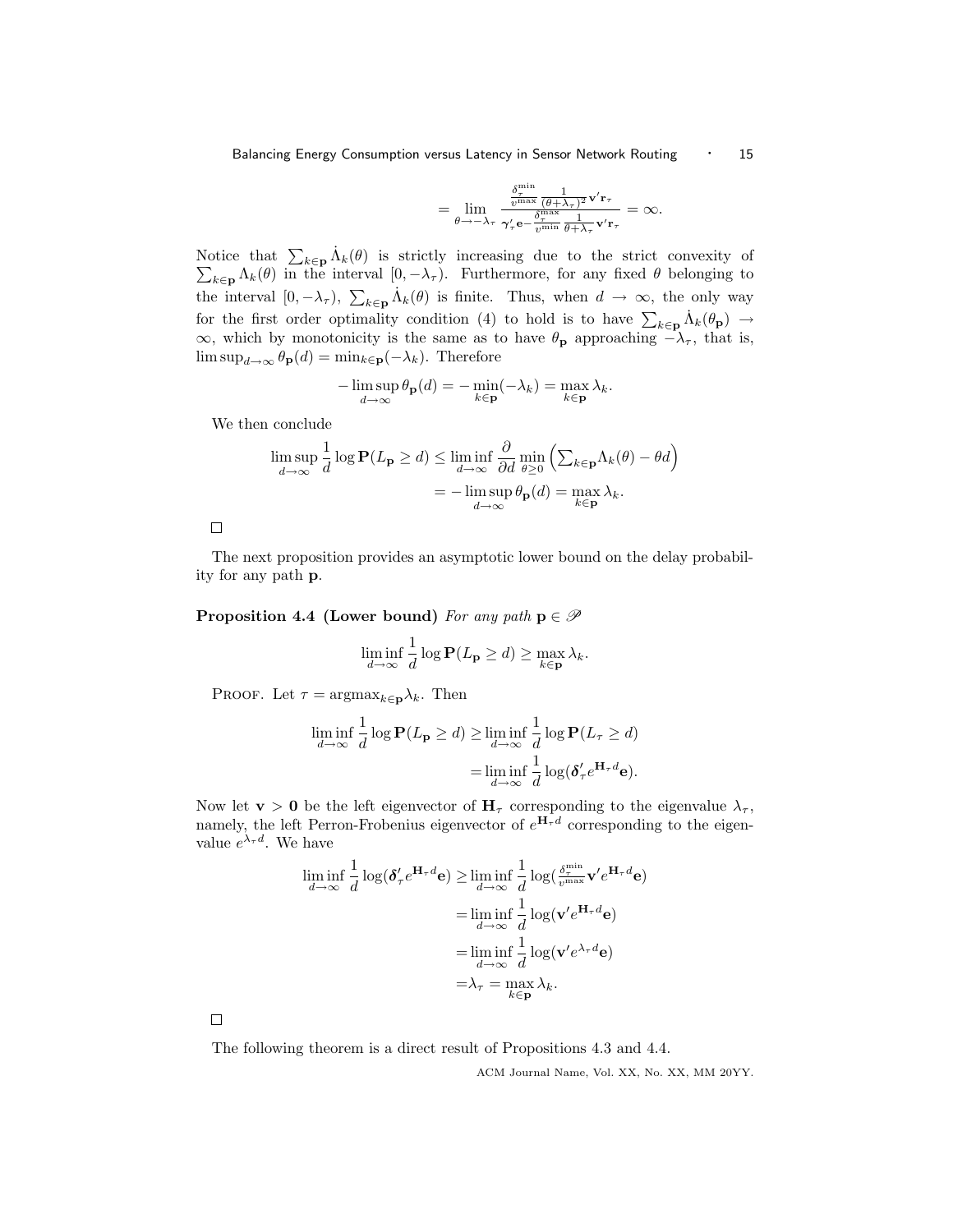$$= \lim_{\theta \to -\lambda_\tau} \frac{\frac{\delta_\tau^{\min}}{v^{\max}} \frac{1}{(\theta+\lambda_\tau)^2} \mathbf{v}'\mathbf{r}_\tau}{\boldsymbol{\gamma}_\tau' \mathbf{e} - \frac{\delta_\tau^{\max}}{v^{\min}} \frac{1}{\theta+\lambda_\tau} \mathbf{v}'\mathbf{r}_\tau} = \infty.$$

Notice that $\sum_{k \in \mathbf{p}} \dot{\Lambda}_k(\theta)$ is strictly increasing due to the strict convexity of $\sum_{k \in \mathbf{p}} \Lambda_k(\theta)$ in the interval $[0, -\lambda_\tau)$. Furthermore, for any fixed $\theta$ belonging to the interval $[0, -\lambda_\tau)$, $\sum_{k \in \mathbf{p}} \dot{\Lambda}_k(\theta)$ is finite. Thus, when $d \to \infty$, the only way for the first order optimality condition (4) to hold is to have $\sum_{k \in \mathbf{p}} \dot{\Lambda}_k(\theta_{\mathbf{p}}) \to \infty$, which by monotonicity is the same as to have $\theta_{\mathbf{p}}$ approaching $-\lambda_\tau$, that is, $\limsup_{d \to \infty} \theta_{\mathbf{p}}(d) = \min_{k \in \mathbf{p}}(-\lambda_k)$. Therefore

$$-\limsup_{d \to \infty} \theta_{\mathbf{p}}(d) = -\min_{k \in \mathbf{p}}(-\lambda_k) = \max_{k \in \mathbf{p}} \lambda_k.$$

We then conclude

$$\begin{aligned} \limsup_{d \to \infty} \frac{1}{d} \log \mathbf{P}(L_{\mathbf{p}} \geq d) &\leq \liminf_{d \to \infty} \frac{\partial}{\partial d} \min_{\theta \geq 0} \left( \textstyle\sum_{k \in \mathbf{p}} \Lambda_k(\theta) - \theta d \right) \\ &= -\limsup_{d \to \infty} \theta_{\mathbf{p}}(d) = \max_{k \in \mathbf{p}} \lambda_k. \end{aligned}$$

□

The next proposition provides an asymptotic lower bound on the delay probability for any path $\mathbf{p}$.

**Proposition 4.4 (Lower bound)** *For any path* $\mathbf{p} \in \mathscr{P}$

$$\liminf_{d \to \infty} \frac{1}{d} \log \mathbf{P}(L_{\mathbf{p}} \geq d) \geq \max_{k \in \mathbf{p}} \lambda_k.$$

Proof. Let $\tau = \text{argmax}_{k \in \mathbf{p}} \lambda_k$. Then

$$\begin{aligned} \liminf_{d \to \infty} \frac{1}{d} \log \mathbf{P}(L_{\mathbf{p}} \geq d) &\geq \liminf_{d \to \infty} \frac{1}{d} \log \mathbf{P}(L_\tau \geq d) \\ &= \liminf_{d \to \infty} \frac{1}{d} \log(\boldsymbol{\delta}_\tau' e^{\mathbf{H}_\tau d} \mathbf{e}). \end{aligned}$$

Now let $\mathbf{v} > \mathbf{0}$ be the left eigenvector of $\mathbf{H}_\tau$ corresponding to the eigenvalue $\lambda_\tau$, namely, the left Perron-Frobenius eigenvector of $e^{\mathbf{H}_\tau d}$ corresponding to the eigenvalue $e^{\lambda_\tau d}$. We have

$$\begin{aligned} \liminf_{d \to \infty} \frac{1}{d} \log(\boldsymbol{\delta}_\tau' e^{\mathbf{H}_\tau d} \mathbf{e}) &\geq \liminf_{d \to \infty} \frac{1}{d} \log\left(\tfrac{\delta_\tau^{\min}}{v^{\max}} \mathbf{v}' e^{\mathbf{H}_\tau d} \mathbf{e}\right) \\ &= \liminf_{d \to \infty} \frac{1}{d} \log(\mathbf{v}' e^{\mathbf{H}_\tau d} \mathbf{e}) \\ &= \liminf_{d \to \infty} \frac{1}{d} \log(\mathbf{v}' e^{\lambda_\tau d} \mathbf{e}) \\ &= \lambda_\tau = \max_{k \in \mathbf{p}} \lambda_k. \end{aligned}$$

□

The following theorem is a direct result of Propositions 4.3 and 4.4.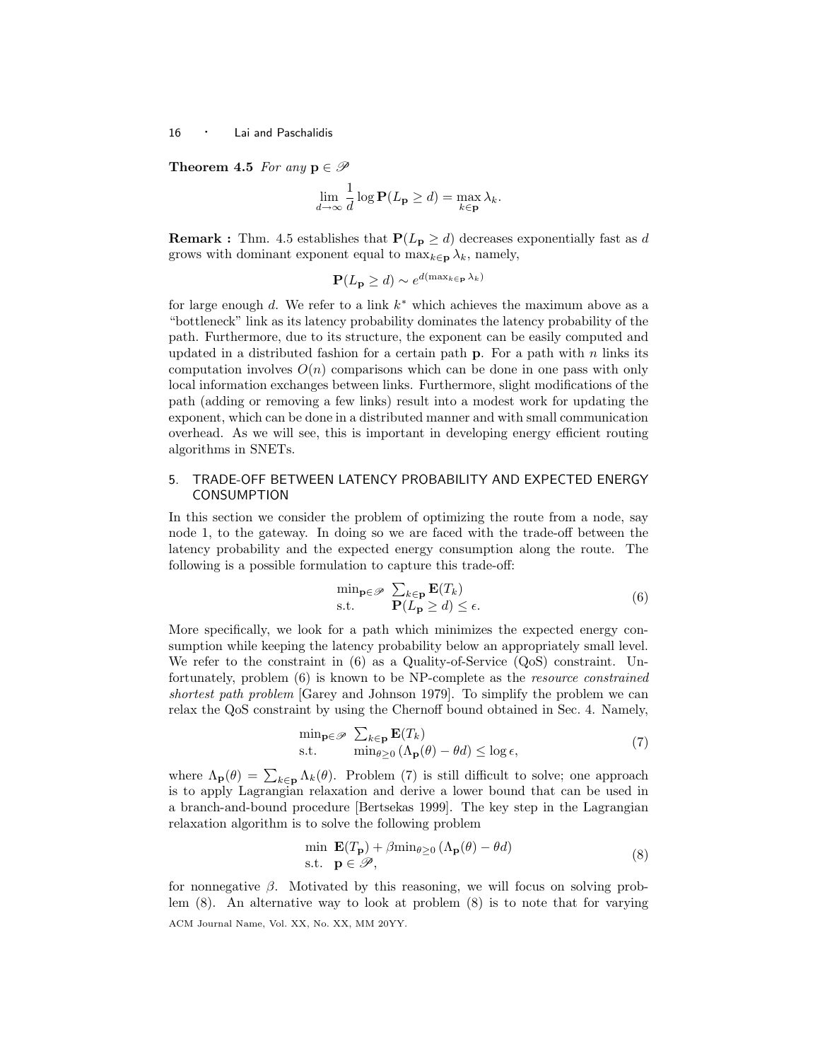**Theorem 4.5** *For any* $\mathbf{p} \in \mathscr{P}$

$$\lim_{d \to \infty} \frac{1}{d} \log \mathbf{P}(L_\mathbf{p} \geq d) = \max_{k \in \mathbf{p}} \lambda_k.$$

**Remark :** Thm. 4.5 establishes that $\mathbf{P}(L_\mathbf{p} \geq d)$ decreases exponentially fast as $d$ grows with dominant exponent equal to $\max_{k \in \mathbf{p}} \lambda_k$, namely,

$$\mathbf{P}(L_\mathbf{p} \geq d) \sim e^{d(\max_{k \in \mathbf{p}} \lambda_k)}$$

for large enough $d$. We refer to a link $k^*$ which achieves the maximum above as a "bottleneck" link as its latency probability dominates the latency probability of the path. Furthermore, due to its structure, the exponent can be easily computed and updated in a distributed fashion for a certain path $\mathbf{p}$. For a path with $n$ links its computation involves $O(n)$ comparisons which can be done in one pass with only local information exchanges between links. Furthermore, slight modifications of the path (adding or removing a few links) result into a modest work for updating the exponent, which can be done in a distributed manner and with small communication overhead. As we will see, this is important in developing energy efficient routing algorithms in SNETs.

## 5. TRADE-OFF BETWEEN LATENCY PROBABILITY AND EXPECTED ENERGY CONSUMPTION

In this section we consider the problem of optimizing the route from a node, say node 1, to the gateway. In doing so we are faced with the trade-off between the latency probability and the expected energy consumption along the route. The following is a possible formulation to capture this trade-off:

$$\begin{array}{ll} \min_{\mathbf{p} \in \mathscr{P}} & \sum_{k \in \mathbf{p}} \mathbf{E}(T_k) \\ \text{s.t.} & \mathbf{P}(L_\mathbf{p} \geq d) \leq \epsilon. \end{array} \tag{6}$$

More specifically, we look for a path which minimizes the expected energy consumption while keeping the latency probability below an appropriately small level. We refer to the constraint in (6) as a Quality-of-Service (QoS) constraint. Unfortunately, problem (6) is known to be NP-complete as the *resource constrained shortest path problem* [Garey and Johnson 1979]. To simplify the problem we can relax the QoS constraint by using the Chernoff bound obtained in Sec. 4. Namely,

$$\begin{array}{ll} \min_{\mathbf{p} \in \mathscr{P}} & \sum_{k \in \mathbf{p}} \mathbf{E}(T_k) \\ \text{s.t.} & \min_{\theta \geq 0} \left(\Lambda_\mathbf{p}(\theta) - \theta d\right) \leq \log \epsilon, \end{array} \tag{7}$$

where $\Lambda_\mathbf{p}(\theta) = \sum_{k \in \mathbf{p}} \Lambda_k(\theta)$. Problem (7) is still difficult to solve; one approach is to apply Lagrangian relaxation and derive a lower bound that can be used in a branch-and-bound procedure [Bertsekas 1999]. The key step in the Lagrangian relaxation algorithm is to solve the following problem

$$\begin{array}{ll} \min & \mathbf{E}(T_\mathbf{p}) + \beta \min_{\theta \geq 0} \left(\Lambda_\mathbf{p}(\theta) - \theta d\right) \\ \text{s.t.} & \mathbf{p} \in \mathscr{P}, \end{array} \tag{8}$$

for nonnegative $\beta$. Motivated by this reasoning, we will focus on solving problem (8). An alternative way to look at problem (8) is to note that for varying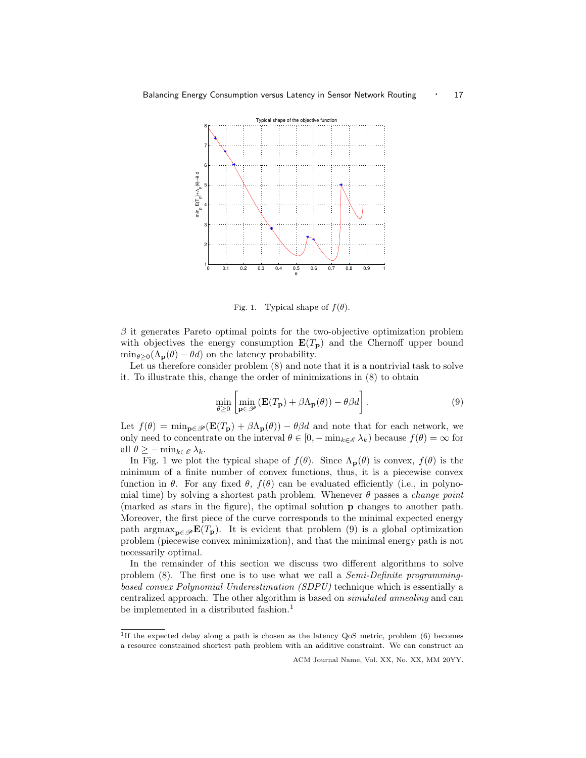Fig. 1. Typical shape of $f(\theta)$.

$\beta$ it generates Pareto optimal points for the two-objective optimization problem with objectives the energy consumption $\mathbf{E}(T_{\mathbf{p}})$ and the Chernoff upper bound $\min_{\theta \geq 0}(\Lambda_{\mathbf{p}}(\theta) - \theta d)$ on the latency probability.

Let us therefore consider problem (8) and note that it is a nontrivial task to solve it. To illustrate this, change the order of minimizations in (8) to obtain

$$\min_{\theta \geq 0} \left[ \min_{\mathbf{p} \in \mathscr{P}} \left( \mathbf{E}(T_{\mathbf{p}}) + \beta \Lambda_{\mathbf{p}}(\theta) \right) - \theta \beta d \right]. \tag{9}$$

Let $f(\theta) = \min_{\mathbf{p} \in \mathscr{P}}(\mathbf{E}(T_{\mathbf{p}}) + \beta \Lambda_{\mathbf{p}}(\theta)) - \theta \beta d$ and note that for each network, we only need to concentrate on the interval $\theta \in [0, -\min_{k \in \mathscr{E}} \lambda_k)$ because $f(\theta) = \infty$ for all $\theta \geq -\min_{k \in \mathscr{E}} \lambda_k$.

In Fig. 1 we plot the typical shape of $f(\theta)$. Since $\Lambda_{\mathbf{p}}(\theta)$ is convex, $f(\theta)$ is the minimum of a finite number of convex functions, thus, it is a piecewise convex function in $\theta$. For any fixed $\theta$, $f(\theta)$ can be evaluated efficiently (i.e., in polynomial time) by solving a shortest path problem. Whenever $\theta$ passes a *change point* (marked as stars in the figure), the optimal solution $\mathbf{p}$ changes to another path. Moreover, the first piece of the curve corresponds to the minimal expected energy path $\mathrm{argmax}_{\mathbf{p} \in \mathscr{P}} \mathbf{E}(T_{\mathbf{p}})$. It is evident that problem (9) is a global optimization problem (piecewise convex minimization), and that the minimal energy path is not necessarily optimal.

In the remainder of this section we discuss two different algorithms to solve problem (8). The first one is to use what we call a *Semi-Definite programming-based convex Polynomial Underestimation (SDPU)* technique which is essentially a centralized approach. The other algorithm is based on *simulated annealing* and can be implemented in a distributed fashion.[1]

[1]If the expected delay along a path is chosen as the latency QoS metric, problem (6) becomes a resource constrained shortest path problem with an additive constraint. We can construct an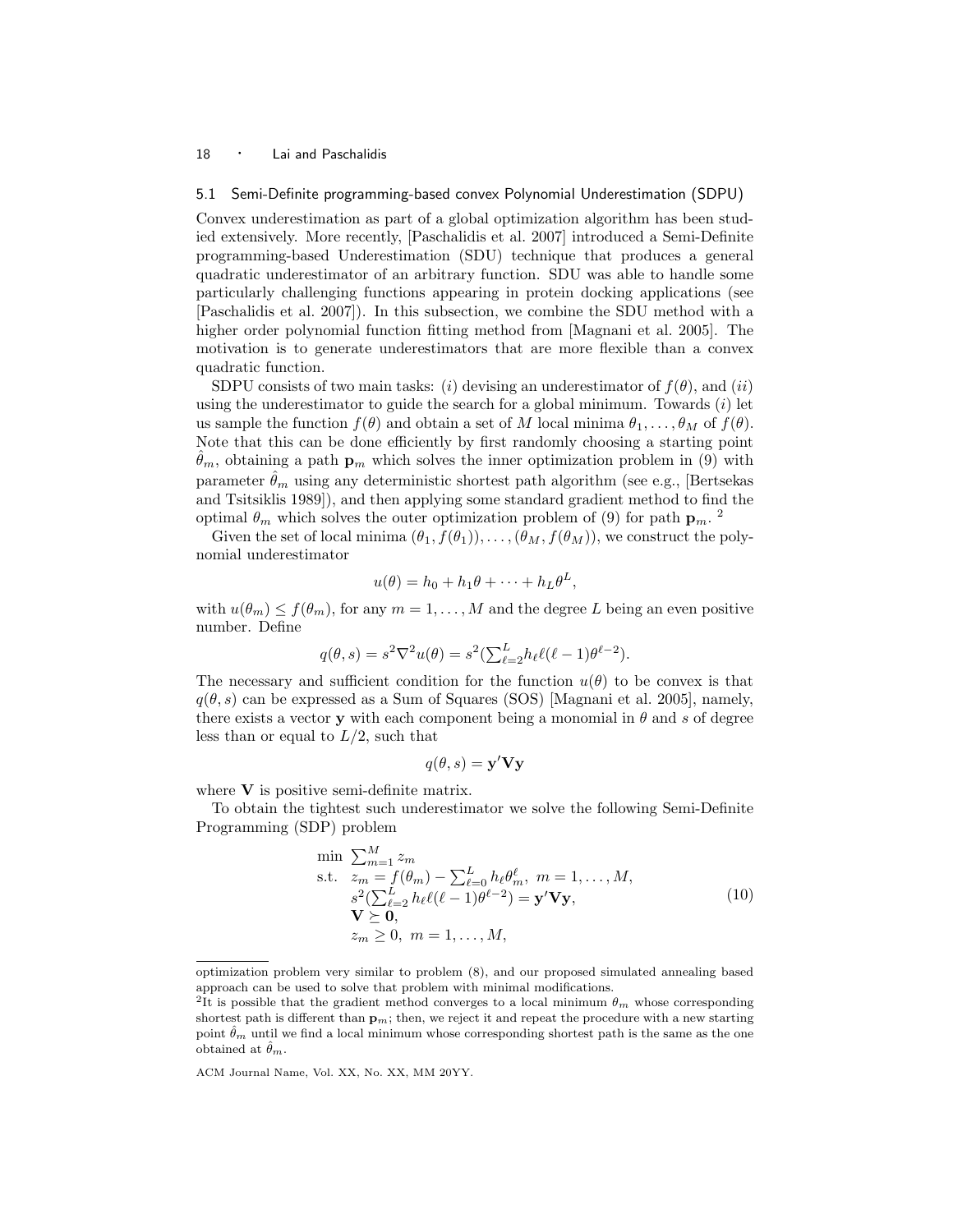### 5.1 Semi-Definite programming-based convex Polynomial Underestimation (SDPU)

Convex underestimation as part of a global optimization algorithm has been studied extensively. More recently, [Paschalidis et al. 2007] introduced a Semi-Definite programming-based Underestimation (SDU) technique that produces a general quadratic underestimator of an arbitrary function. SDU was able to handle some particularly challenging functions appearing in protein docking applications (see [Paschalidis et al. 2007]). In this subsection, we combine the SDU method with a higher order polynomial function fitting method from [Magnani et al. 2005]. The motivation is to generate underestimators that are more flexible than a convex quadratic function.

SDPU consists of two main tasks: (*i*) devising an underestimator of $f(\theta)$, and (*ii*) using the underestimator to guide the search for a global minimum. Towards (*i*) let us sample the function $f(\theta)$ and obtain a set of $M$ local minima $\theta_1, \ldots, \theta_M$ of $f(\theta)$. Note that this can be done efficiently by first randomly choosing a starting point $\hat{\theta}_m$, obtaining a path $\mathbf{p}_m$ which solves the inner optimization problem in (9) with parameter $\hat{\theta}_m$ using any deterministic shortest path algorithm (see e.g., [Bertsekas and Tsitsiklis 1989]), and then applying some standard gradient method to find the optimal $\theta_m$ which solves the outer optimization problem of (9) for path $\mathbf{p}_m$. [2]

Given the set of local minima $(\theta_1, f(\theta_1)), \ldots, (\theta_M, f(\theta_M))$, we construct the polynomial underestimator

$$u(\theta) = h_0 + h_1\theta + \cdots + h_L\theta^L,$$

with $u(\theta_m) \leq f(\theta_m)$, for any $m = 1, \ldots, M$ and the degree $L$ being an even positive number. Define

$$q(\theta, s) = s^2\nabla^2 u(\theta) = s^2(\textstyle\sum_{\ell=2}^{L} h_\ell \ell(\ell-1)\theta^{\ell-2}).$$

The necessary and sufficient condition for the function $u(\theta)$ to be convex is that $q(\theta, s)$ can be expressed as a Sum of Squares (SOS) [Magnani et al. 2005], namely, there exists a vector $\mathbf{y}$ with each component being a monomial in $\theta$ and $s$ of degree less than or equal to $L/2$, such that

$$q(\theta, s) = \mathbf{y}'\mathbf{V}\mathbf{y}$$

where $\mathbf{V}$ is positive semi-definite matrix.

To obtain the tightest such underestimator we solve the following Semi-Definite Programming (SDP) problem

$$
\begin{aligned}
\min\ & \textstyle\sum_{m=1}^{M} z_m \\
\text{s.t.}\ & z_m = f(\theta_m) - \textstyle\sum_{\ell=0}^{L} h_\ell \theta_m^\ell,\ m = 1, \ldots, M, \\
& s^2(\textstyle\sum_{\ell=2}^{L} h_\ell \ell(\ell-1)\theta^{\ell-2}) = \mathbf{y}'\mathbf{V}\mathbf{y}, \\
& \mathbf{V} \succeq \mathbf{0}, \\
& z_m \geq 0,\ m = 1, \ldots, M,
\end{aligned}
\tag{10}
$$

---

optimization problem very similar to problem (8), and our proposed simulated annealing based approach can be used to solve that problem with minimal modifications.

[2] It is possible that the gradient method converges to a local minimum $\theta_m$ whose corresponding shortest path is different than $\mathbf{p}_m$; then, we reject it and repeat the procedure with a new starting point $\hat{\theta}_m$ until we find a local minimum whose corresponding shortest path is the same as the one obtained at $\hat{\theta}_m$.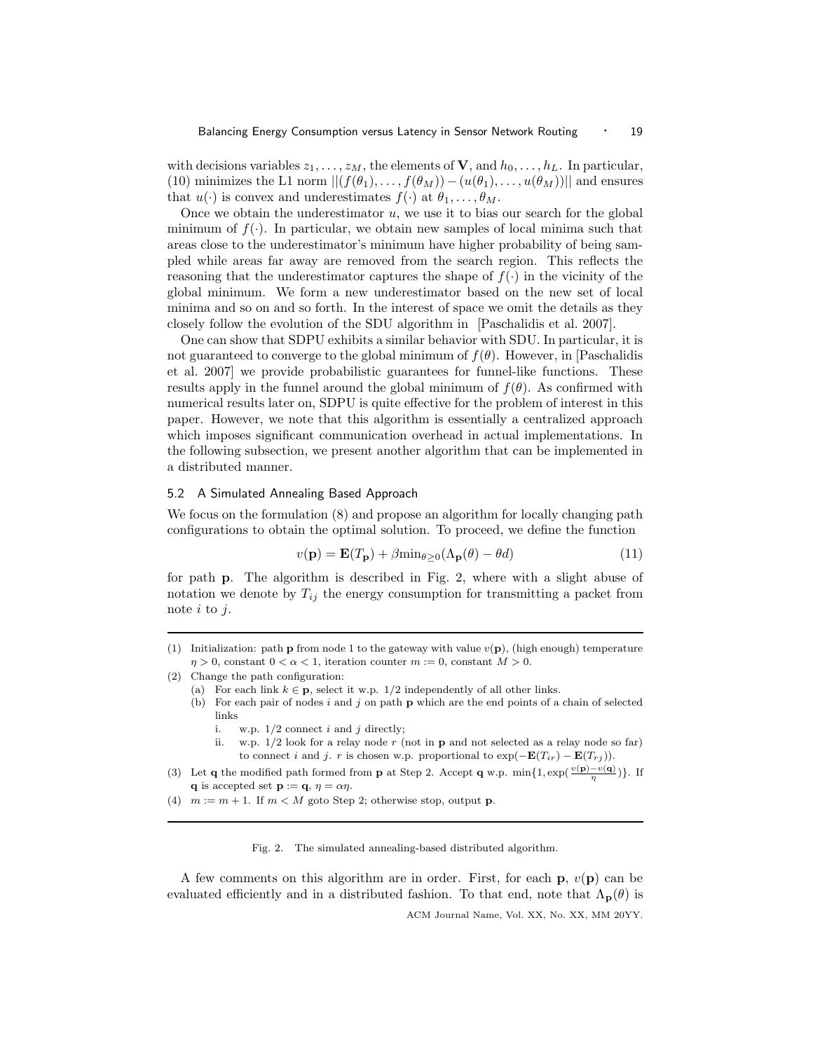with decisions variables $z_1, \ldots, z_M$, the elements of $\mathbf{V}$, and $h_0, \ldots, h_L$. In particular, (10) minimizes the L1 norm $||(f(\theta_1), \ldots, f(\theta_M)) - (u(\theta_1), \ldots, u(\theta_M))||$ and ensures that $u(\cdot)$ is convex and underestimates $f(\cdot)$ at $\theta_1, \ldots, \theta_M$.

Once we obtain the underestimator $u$, we use it to bias our search for the global minimum of $f(\cdot)$. In particular, we obtain new samples of local minima such that areas close to the underestimator's minimum have higher probability of being sampled while areas far away are removed from the search region. This reflects the reasoning that the underestimator captures the shape of $f(\cdot)$ in the vicinity of the global minimum. We form a new underestimator based on the new set of local minima and so on and so forth. In the interest of space we omit the details as they closely follow the evolution of the SDU algorithm in [Paschalidis et al. 2007].

One can show that SDPU exhibits a similar behavior with SDU. In particular, it is not guaranteed to converge to the global minimum of $f(\theta)$. However, in [Paschalidis et al. 2007] we provide probabilistic guarantees for funnel-like functions. These results apply in the funnel around the global minimum of $f(\theta)$. As confirmed with numerical results later on, SDPU is quite effective for the problem of interest in this paper. However, we note that this algorithm is essentially a centralized approach which imposes significant communication overhead in actual implementations. In the following subsection, we present another algorithm that can be implemented in a distributed manner.

### 5.2 A Simulated Annealing Based Approach

We focus on the formulation (8) and propose an algorithm for locally changing path configurations to obtain the optimal solution. To proceed, we define the function

$$v(\mathbf{p}) = \mathbf{E}(T_{\mathbf{p}}) + \beta \min_{\theta \geq 0}(\Lambda_{\mathbf{p}}(\theta) - \theta d) \tag{11}$$

for path $\mathbf{p}$. The algorithm is described in Fig. 2, where with a slight abuse of notation we denote by $T_{ij}$ the energy consumption for transmitting a packet from note $i$ to $j$.

---

(1) Initialization: path $\mathbf{p}$ from node 1 to the gateway with value $v(\mathbf{p})$, (high enough) temperature $\eta > 0$, constant $0 < \alpha < 1$, iteration counter $m := 0$, constant $M > 0$.

(2) Change the path configuration:
   - (a) For each link $k \in \mathbf{p}$, select it w.p. $1/2$ independently of all other links.
   - (b) For each pair of nodes $i$ and $j$ on path $\mathbf{p}$ which are the end points of a chain of selected links
     - i. w.p. $1/2$ connect $i$ and $j$ directly;
     - ii. w.p. $1/2$ look for a relay node $r$ (not in $\mathbf{p}$ and not selected as a relay node so far) to connect $i$ and $j$. $r$ is chosen w.p. proportional to $\exp(-\mathbf{E}(T_{ir}) - \mathbf{E}(T_{rj}))$.

(3) Let $\mathbf{q}$ the modified path formed from $\mathbf{p}$ at Step 2. Accept $\mathbf{q}$ w.p. $\min\{1, \exp(\frac{v(\mathbf{p}) - v(\mathbf{q})}{\eta})\}$. If $\mathbf{q}$ is accepted set $\mathbf{p} := \mathbf{q}$, $\eta = \alpha\eta$.

(4) $m := m + 1$. If $m < M$ goto Step 2; otherwise stop, output $\mathbf{p}$.

---

Fig. 2. The simulated annealing-based distributed algorithm.

A few comments on this algorithm are in order. First, for each $\mathbf{p}$, $v(\mathbf{p})$ can be evaluated efficiently and in a distributed fashion. To that end, note that $\Lambda_{\mathbf{p}}(\theta)$ is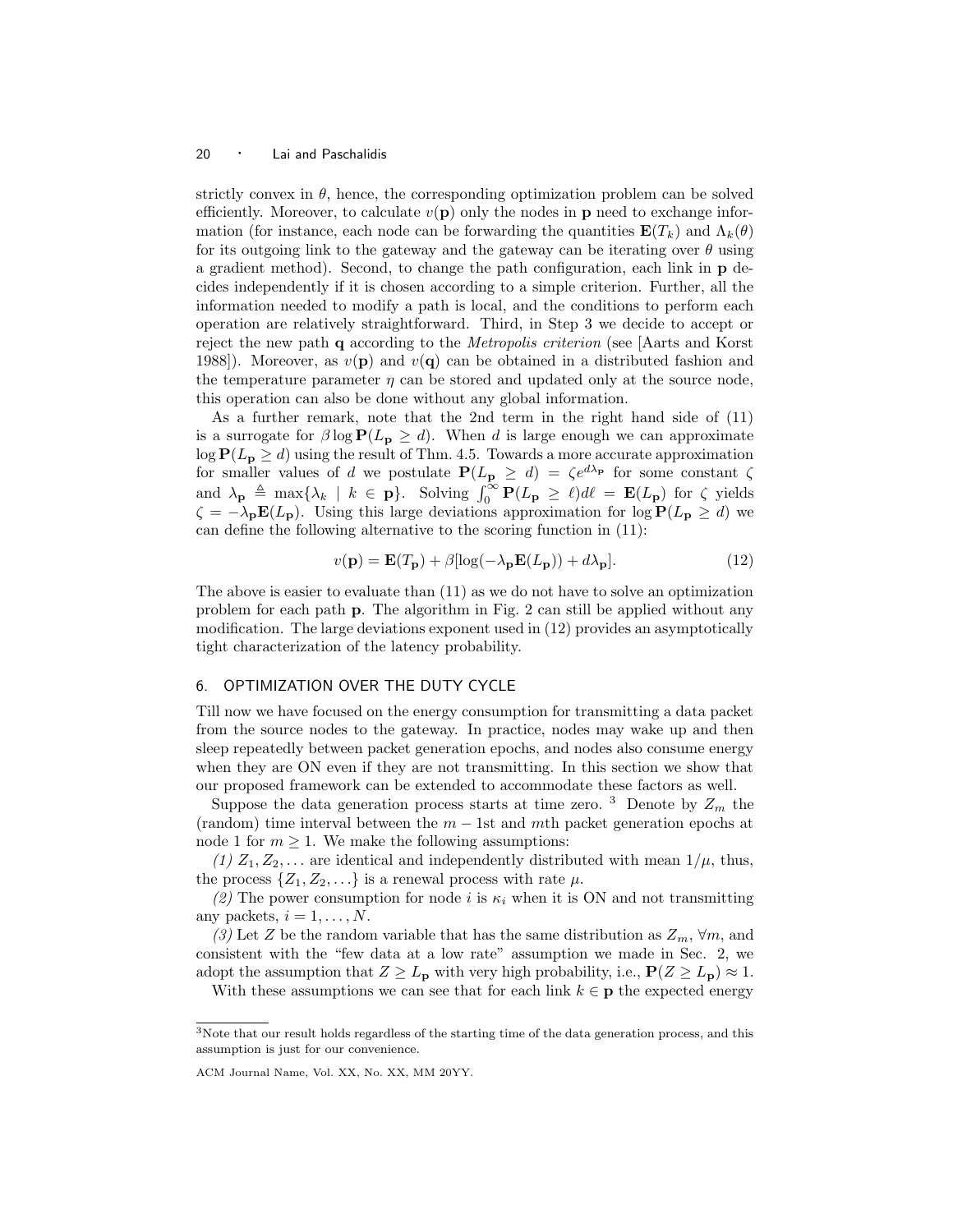strictly convex in $\theta$, hence, the corresponding optimization problem can be solved efficiently. Moreover, to calculate $v(\mathbf{p})$ only the nodes in $\mathbf{p}$ need to exchange information (for instance, each node can be forwarding the quantities $\mathbf{E}(T_k)$ and $\Lambda_k(\theta)$ for its outgoing link to the gateway and the gateway can be iterating over $\theta$ using a gradient method). Second, to change the path configuration, each link in $\mathbf{p}$ decides independently if it is chosen according to a simple criterion. Further, all the information needed to modify a path is local, and the conditions to perform each operation are relatively straightforward. Third, in Step 3 we decide to accept or reject the new path $\mathbf{q}$ according to the *Metropolis criterion* (see [Aarts and Korst 1988]). Moreover, as $v(\mathbf{p})$ and $v(\mathbf{q})$ can be obtained in a distributed fashion and the temperature parameter $\eta$ can be stored and updated only at the source node, this operation can also be done without any global information.

As a further remark, note that the 2nd term in the right hand side of (11) is a surrogate for $\beta \log \mathbf{P}(L_{\mathbf{p}} \geq d)$. When $d$ is large enough we can approximate $\log \mathbf{P}(L_{\mathbf{p}} \geq d)$ using the result of Thm. 4.5. Towards a more accurate approximation for smaller values of $d$ we postulate $\mathbf{P}(L_{\mathbf{p}} \geq d) = \zeta e^{d\lambda_{\mathbf{p}}}$ for some constant $\zeta$ and $\lambda_{\mathbf{p}} \triangleq \max\{\lambda_k \mid k \in \mathbf{p}\}$. Solving $\int_0^\infty \mathbf{P}(L_{\mathbf{p}} \geq \ell) d\ell = \mathbf{E}(L_{\mathbf{p}})$ for $\zeta$ yields $\zeta = -\lambda_{\mathbf{p}} \mathbf{E}(L_{\mathbf{p}})$. Using this large deviations approximation for $\log \mathbf{P}(L_{\mathbf{p}} \geq d)$ we can define the following alternative to the scoring function in (11):

$$v(\mathbf{p}) = \mathbf{E}(T_{\mathbf{p}}) + \beta[\log(-\lambda_{\mathbf{p}} \mathbf{E}(L_{\mathbf{p}})) + d\lambda_{\mathbf{p}}]. \tag{12}$$

The above is easier to evaluate than (11) as we do not have to solve an optimization problem for each path $\mathbf{p}$. The algorithm in Fig. 2 can still be applied without any modification. The large deviations exponent used in (12) provides an asymptotically tight characterization of the latency probability.

## 6. OPTIMIZATION OVER THE DUTY CYCLE

Till now we have focused on the energy consumption for transmitting a data packet from the source nodes to the gateway. In practice, nodes may wake up and then sleep repeatedly between packet generation epochs, and nodes also consume energy when they are ON even if they are not transmitting. In this section we show that our proposed framework can be extended to accommodate these factors as well.

Suppose the data generation process starts at time zero. [3] Denote by $Z_m$ the (random) time interval between the $m-1$st and $m$th packet generation epochs at node 1 for $m \geq 1$. We make the following assumptions:

*(1)* $Z_1, Z_2, \ldots$ are identical and independently distributed with mean $1/\mu$, thus, the process $\{Z_1, Z_2, \ldots\}$ is a renewal process with rate $\mu$.

*(2)* The power consumption for node $i$ is $\kappa_i$ when it is ON and not transmitting any packets, $i = 1, \ldots, N$.

*(3)* Let $Z$ be the random variable that has the same distribution as $Z_m$, $\forall m$, and consistent with the "few data at a low rate" assumption we made in Sec. 2, we adopt the assumption that $Z \geq L_{\mathbf{p}}$ with very high probability, i.e., $\mathbf{P}(Z \geq L_{\mathbf{p}}) \approx 1$.

With these assumptions we can see that for each link $k \in \mathbf{p}$ the expected energy

[3] Note that our result holds regardless of the starting time of the data generation process, and this assumption is just for our convenience.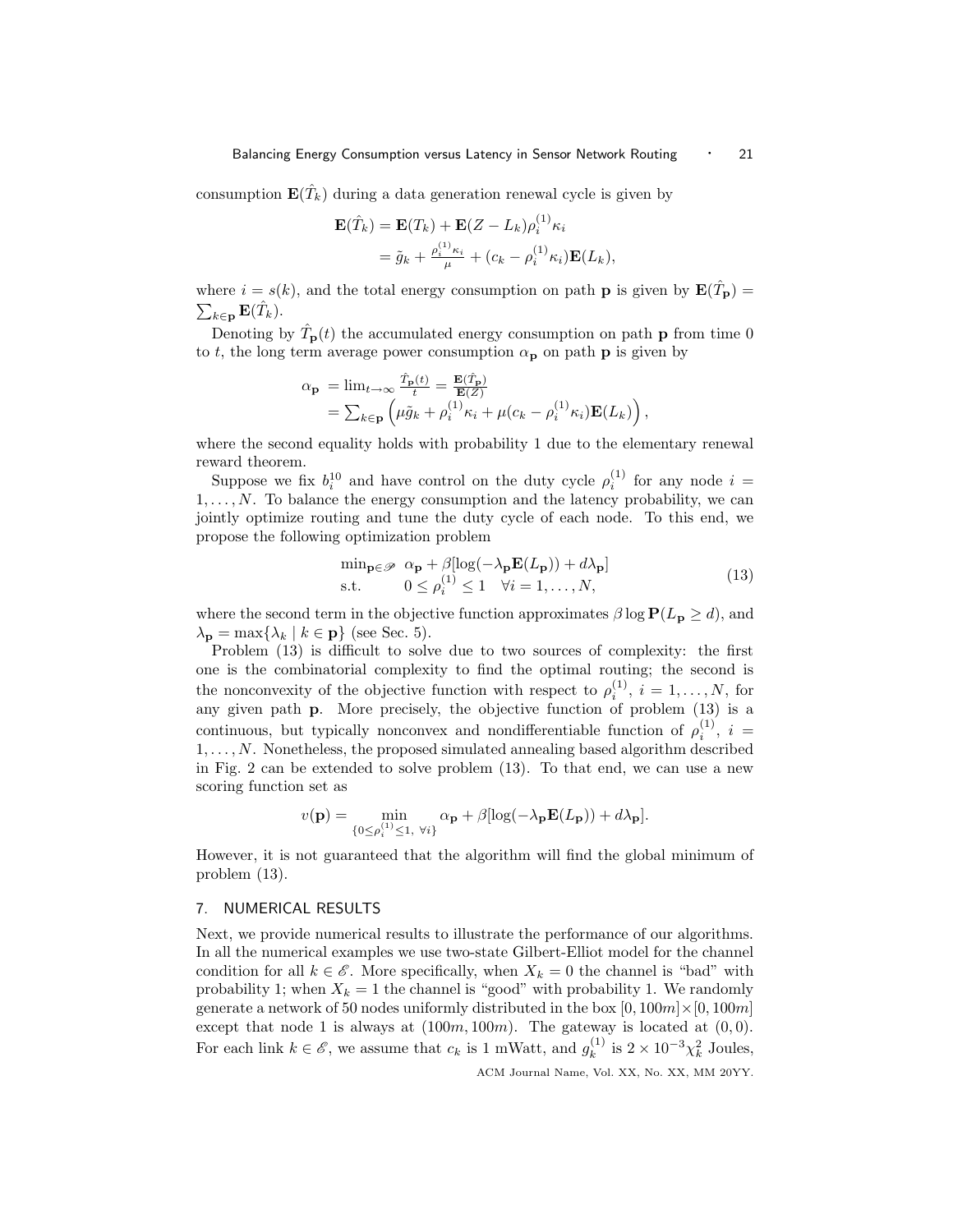consumption $\mathbf{E}(\hat{T}_k)$ during a data generation renewal cycle is given by

$$
\begin{aligned}
\mathbf{E}(\hat{T}_k) &= \mathbf{E}(T_k) + \mathbf{E}(Z - L_k)\rho_i^{(1)}\kappa_i \\
&= \tilde{g}_k + \tfrac{\rho_i^{(1)}\kappa_i}{\mu} + (c_k - \rho_i^{(1)}\kappa_i)\mathbf{E}(L_k),
\end{aligned}
$$

where $i = s(k)$, and the total energy consumption on path $\mathbf{p}$ is given by $\mathbf{E}(\hat{T}_\mathbf{p}) = \sum_{k \in \mathbf{p}} \mathbf{E}(\hat{T}_k)$.

Denoting by $\hat{T}_\mathbf{p}(t)$ the accumulated energy consumption on path $\mathbf{p}$ from time 0 to $t$, the long term average power consumption $\alpha_\mathbf{p}$ on path $\mathbf{p}$ is given by

$$
\begin{aligned}
\alpha_\mathbf{p} &= \lim_{t\to\infty} \tfrac{\hat{T}_\mathbf{p}(t)}{t} = \tfrac{\mathbf{E}(\hat{T}_\mathbf{p})}{\mathbf{E}(Z)} \\
&= \sum_{k\in\mathbf{p}} \left(\mu\tilde{g}_k + \rho_i^{(1)}\kappa_i + \mu(c_k - \rho_i^{(1)}\kappa_i)\mathbf{E}(L_k)\right),
\end{aligned}
$$

where the second equality holds with probability 1 due to the elementary renewal reward theorem.

Suppose we fix $b_i^{10}$ and have control on the duty cycle $\rho_i^{(1)}$ for any node $i = 1, \ldots, N$. To balance the energy consumption and the latency probability, we can jointly optimize routing and tune the duty cycle of each node. To this end, we propose the following optimization problem

$$
\begin{aligned}
\min_{\mathbf{p}\in\mathscr{P}} \ & \alpha_\mathbf{p} + \beta[\log(-\lambda_\mathbf{p}\mathbf{E}(L_\mathbf{p})) + d\lambda_\mathbf{p}] \\
\text{s.t.} \ & 0 \le \rho_i^{(1)} \le 1 \quad \forall i = 1, \ldots, N,
\end{aligned}
\tag{13}
$$

where the second term in the objective function approximates $\beta \log \mathbf{P}(L_\mathbf{p} \ge d)$, and $\lambda_\mathbf{p} = \max\{\lambda_k \mid k \in \mathbf{p}\}$ (see Sec. 5).

Problem (13) is difficult to solve due to two sources of complexity: the first one is the combinatorial complexity to find the optimal routing; the second is the nonconvexity of the objective function with respect to $\rho_i^{(1)}$, $i = 1, \ldots, N$, for any given path $\mathbf{p}$. More precisely, the objective function of problem (13) is a continuous, but typically nonconvex and nondifferentiable function of $\rho_i^{(1)}$, $i = 1, \ldots, N$. Nonetheless, the proposed simulated annealing based algorithm described in Fig. 2 can be extended to solve problem (13). To that end, we can use a new scoring function set as

$$
v(\mathbf{p}) = \min_{\{0\le\rho_i^{(1)}\le 1,\ \forall i\}} \alpha_\mathbf{p} + \beta[\log(-\lambda_\mathbf{p}\mathbf{E}(L_\mathbf{p})) + d\lambda_\mathbf{p}].
$$

However, it is not guaranteed that the algorithm will find the global minimum of problem (13).

## 7. NUMERICAL RESULTS

Next, we provide numerical results to illustrate the performance of our algorithms. In all the numerical examples we use two-state Gilbert-Elliot model for the channel condition for all $k \in \mathscr{E}$. More specifically, when $X_k = 0$ the channel is "bad" with probability 1; when $X_k = 1$ the channel is "good" with probability 1. We randomly generate a network of 50 nodes uniformly distributed in the box $[0, 100m] \times [0, 100m]$ except that node 1 is always at $(100m, 100m)$. The gateway is located at $(0, 0)$. For each link $k \in \mathscr{E}$, we assume that $c_k$ is 1 mWatt, and $g_k^{(1)}$ is $2 \times 10^{-3}\chi_k^2$ Joules,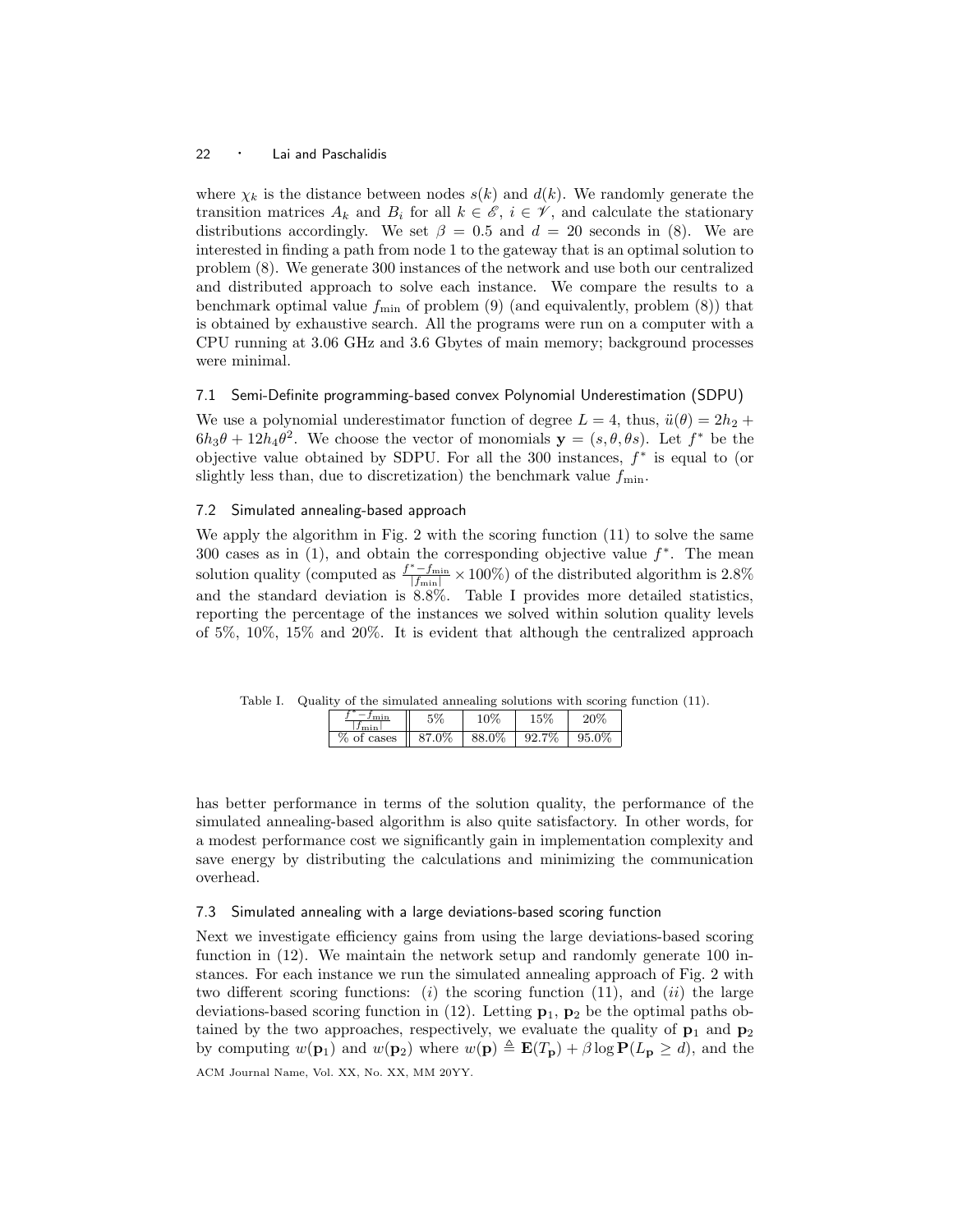where $\chi_k$ is the distance between nodes $s(k)$ and $d(k)$. We randomly generate the transition matrices $A_k$ and $B_i$ for all $k \in \mathscr{E}$, $i \in \mathscr{V}$, and calculate the stationary distributions accordingly. We set $\beta = 0.5$ and $d = 20$ seconds in (8). We are interested in finding a path from node 1 to the gateway that is an optimal solution to problem (8). We generate 300 instances of the network and use both our centralized and distributed approach to solve each instance. We compare the results to a benchmark optimal value $f_{\min}$ of problem (9) (and equivalently, problem (8)) that is obtained by exhaustive search. All the programs were run on a computer with a CPU running at 3.06 GHz and 3.6 Gbytes of main memory; background processes were minimal.

### 7.1 Semi-Definite programming-based convex Polynomial Underestimation (SDPU)

We use a polynomial underestimator function of degree $L = 4$, thus, $\ddot{u}(\theta) = 2h_2 + 6h_3\theta + 12h_4\theta^2$. We choose the vector of monomials $\mathbf{y} = (s, \theta, \theta s)$. Let $f^*$ be the objective value obtained by SDPU. For all the 300 instances, $f^*$ is equal to (or slightly less than, due to discretization) the benchmark value $f_{\min}$.

### 7.2 Simulated annealing-based approach

We apply the algorithm in Fig. 2 with the scoring function (11) to solve the same 300 cases as in (1), and obtain the corresponding objective value $f^*$. The mean solution quality (computed as $\frac{f^* - f_{\min}}{|f_{\min}|} \times 100\%$) of the distributed algorithm is 2.8% and the standard deviation is 8.8%. Table I provides more detailed statistics, reporting the percentage of the instances we solved within solution quality levels of 5%, 10%, 15% and 20%. It is evident that although the centralized approach has better performance in terms of the solution quality, the performance of the simulated annealing-based algorithm is also quite satisfactory. In other words, for a modest performance cost we significantly gain in implementation complexity and save energy by distributing the calculations and minimizing the communication overhead.

Table I. Quality of the simulated annealing solutions with scoring function (11).

| $\frac{f^* - f_{\min}}{\lvert f_{\min} \rvert}$ | 5% | 10% | 15% | 20% |
|---|---|---|---|---|
| % of cases | 87.0% | 88.0% | 92.7% | 95.0% |

### 7.3 Simulated annealing with a large deviations-based scoring function

Next we investigate efficiency gains from using the large deviations-based scoring function in (12). We maintain the network setup and randomly generate 100 instances. For each instance we run the simulated annealing approach of Fig. 2 with two different scoring functions: (*i*) the scoring function (11), and (*ii*) the large deviations-based scoring function in (12). Letting $\mathbf{p}_1$, $\mathbf{p}_2$ be the optimal paths obtained by the two approaches, respectively, we evaluate the quality of $\mathbf{p}_1$ and $\mathbf{p}_2$ by computing $w(\mathbf{p}_1)$ and $w(\mathbf{p}_2)$ where $w(\mathbf{p}) \triangleq \mathbf{E}(T_{\mathbf{p}}) + \beta \log \mathbf{P}(L_{\mathbf{p}} \geq d)$, and the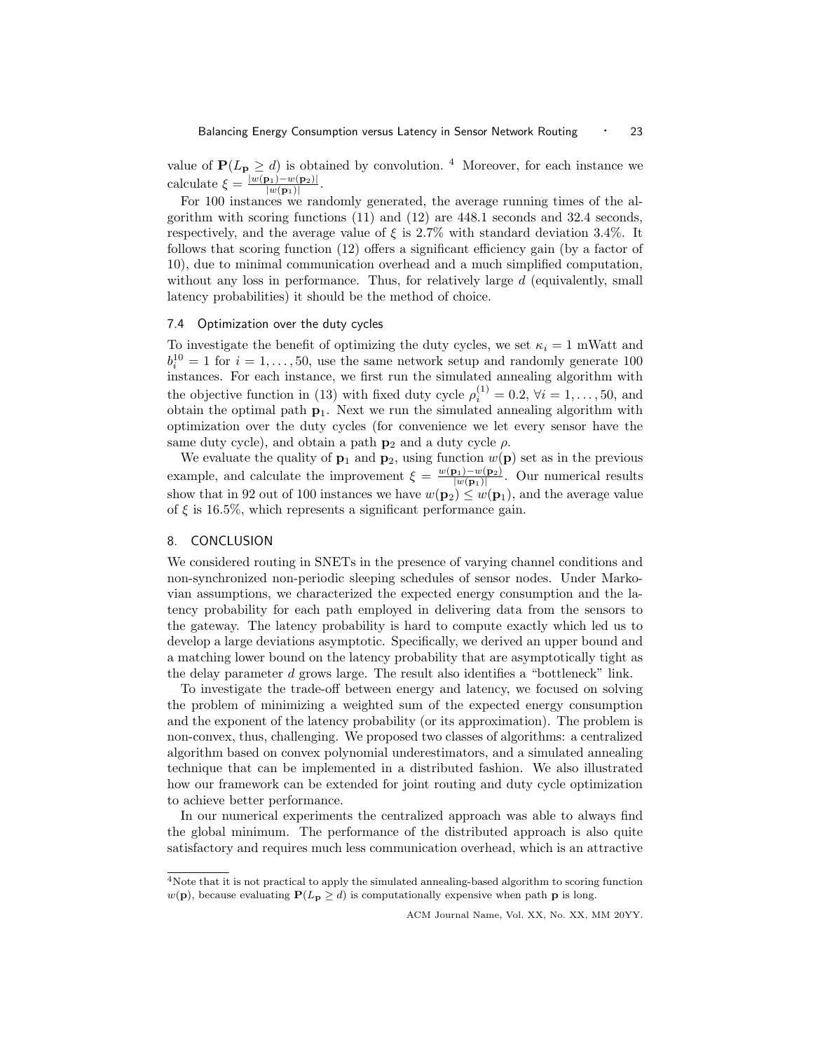value of $\mathbf{P}(L_{\mathbf{p}} \geq d)$ is obtained by convolution. [4] Moreover, for each instance we calculate $\xi = \frac{|w(\mathbf{p}_1)-w(\mathbf{p}_2)|}{|w(\mathbf{p}_1)|}$.

For 100 instances we randomly generated, the average running times of the algorithm with scoring functions (11) and (12) are 448.1 seconds and 32.4 seconds, respectively, and the average value of $\xi$ is 2.7% with standard deviation 3.4%. It follows that scoring function (12) offers a significant efficiency gain (by a factor of 10), due to minimal communication overhead and a much simplified computation, without any loss in performance. Thus, for relatively large $d$ (equivalently, small latency probabilities) it should be the method of choice.

### 7.4 Optimization over the duty cycles

To investigate the benefit of optimizing the duty cycles, we set $\kappa_i = 1$ mWatt and $b_i^{10} = 1$ for $i = 1, \ldots, 50$, use the same network setup and randomly generate 100 instances. For each instance, we first run the simulated annealing algorithm with the objective function in (13) with fixed duty cycle $\rho_i^{(1)} = 0.2$, $\forall i = 1, \ldots, 50$, and obtain the optimal path $\mathbf{p}_1$. Next we run the simulated annealing algorithm with optimization over the duty cycles (for convenience we let every sensor have the same duty cycle), and obtain a path $\mathbf{p}_2$ and a duty cycle $\rho$.

We evaluate the quality of $\mathbf{p}_1$ and $\mathbf{p}_2$, using function $w(\mathbf{p})$ set as in the previous example, and calculate the improvement $\xi = \frac{w(\mathbf{p}_1)-w(\mathbf{p}_2)}{|w(\mathbf{p}_1)|}$. Our numerical results show that in 92 out of 100 instances we have $w(\mathbf{p}_2) \leq w(\mathbf{p}_1)$, and the average value of $\xi$ is 16.5%, which represents a significant performance gain.

## 8. CONCLUSION

We considered routing in SNETs in the presence of varying channel conditions and non-synchronized non-periodic sleeping schedules of sensor nodes. Under Markovian assumptions, we characterized the expected energy consumption and the latency probability for each path employed in delivering data from the sensors to the gateway. The latency probability is hard to compute exactly which led us to develop a large deviations asymptotic. Specifically, we derived an upper bound and a matching lower bound on the latency probability that are asymptotically tight as the delay parameter $d$ grows large. The result also identifies a "bottleneck" link.

To investigate the trade-off between energy and latency, we focused on solving the problem of minimizing a weighted sum of the expected energy consumption and the exponent of the latency probability (or its approximation). The problem is non-convex, thus, challenging. We proposed two classes of algorithms: a centralized algorithm based on convex polynomial underestimators, and a simulated annealing technique that can be implemented in a distributed fashion. We also illustrated how our framework can be extended for joint routing and duty cycle optimization to achieve better performance.

In our numerical experiments the centralized approach was able to always find the global minimum. The performance of the distributed approach is also quite satisfactory and requires much less communication overhead, which is an attractive

---

[4] Note that it is not practical to apply the simulated annealing-based algorithm to scoring function $w(\mathbf{p})$, because evaluating $\mathbf{P}(L_{\mathbf{p}} \geq d)$ is computationally expensive when path $\mathbf{p}$ is long.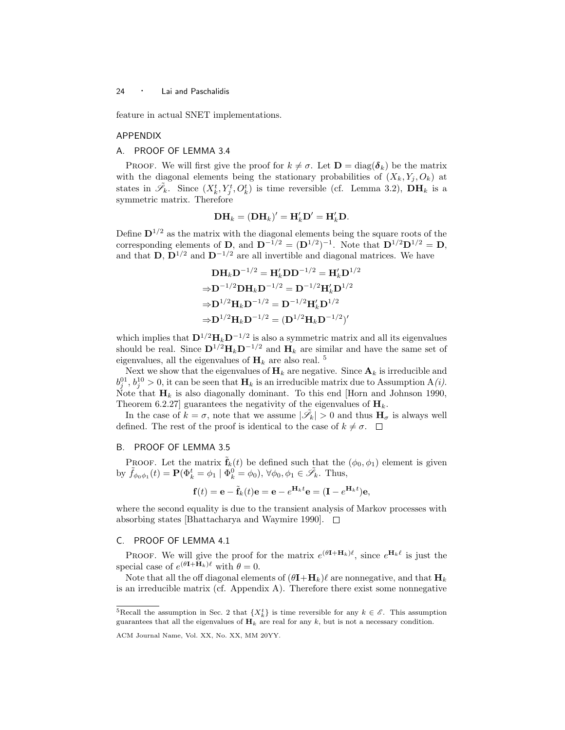feature in actual SNET implementations.

## APPENDIX

### A. PROOF OF LEMMA 3.4

PROOF. We will first give the proof for $k \neq \sigma$. Let $\mathbf{D} = \text{diag}(\boldsymbol{\delta}_k)$ be the matrix with the diagonal elements being the stationary probabilities of $(X_k, Y_j, O_k)$ at states in $\tilde{\mathscr{S}}_k$. Since $(X_k^t, Y_j^t, O_k^t)$ is time reversible (cf. Lemma 3.2), $\mathbf{D}\mathbf{H}_k$ is a symmetric matrix. Therefore

$$\mathbf{D}\mathbf{H}_k = (\mathbf{D}\mathbf{H}_k)' = \mathbf{H}_k'\mathbf{D}' = \mathbf{H}_k'\mathbf{D}.$$

Define $\mathbf{D}^{1/2}$ as the matrix with the diagonal elements being the square roots of the corresponding elements of $\mathbf{D}$, and $\mathbf{D}^{-1/2} = (\mathbf{D}^{1/2})^{-1}$. Note that $\mathbf{D}^{1/2}\mathbf{D}^{1/2} = \mathbf{D}$, and that $\mathbf{D}$, $\mathbf{D}^{1/2}$ and $\mathbf{D}^{-1/2}$ are all invertible and diagonal matrices. We have

$$\begin{aligned}
&\mathbf{D}\mathbf{H}_k\mathbf{D}^{-1/2} = \mathbf{H}_k'\mathbf{D}\mathbf{D}^{-1/2} = \mathbf{H}_k'\mathbf{D}^{1/2} \\
\Rightarrow &\mathbf{D}^{-1/2}\mathbf{D}\mathbf{H}_k\mathbf{D}^{-1/2} = \mathbf{D}^{-1/2}\mathbf{H}_k'\mathbf{D}^{1/2} \\
\Rightarrow &\mathbf{D}^{1/2}\mathbf{H}_k\mathbf{D}^{-1/2} = \mathbf{D}^{-1/2}\mathbf{H}_k'\mathbf{D}^{1/2} \\
\Rightarrow &\mathbf{D}^{1/2}\mathbf{H}_k\mathbf{D}^{-1/2} = (\mathbf{D}^{1/2}\mathbf{H}_k\mathbf{D}^{-1/2})'
\end{aligned}$$

which implies that $\mathbf{D}^{1/2}\mathbf{H}_k\mathbf{D}^{-1/2}$ is also a symmetric matrix and all its eigenvalues should be real. Since $\mathbf{D}^{1/2}\mathbf{H}_k\mathbf{D}^{-1/2}$ and $\mathbf{H}_k$ are similar and have the same set of eigenvalues, all the eigenvalues of $\mathbf{H}_k$ are also real. [5]

Next we show that the eigenvalues of $\mathbf{H}_k$ are negative. Since $\mathbf{A}_k$ is irreducible and $b_j^{01}, b_j^{10} > 0$, it can be seen that $\mathbf{H}_k$ is an irreducible matrix due to Assumption A*(i)*. Note that $\mathbf{H}_k$ is also diagonally dominant. To this end [Horn and Johnson 1990, Theorem 6.2.27] guarantees the negativity of the eigenvalues of $\mathbf{H}_k$.

In the case of $k = \sigma$, note that we assume $|\tilde{\mathscr{S}}_k| > 0$ and thus $\mathbf{H}_\sigma$ is always well defined. The rest of the proof is identical to the case of $k \neq \sigma$. □

### B. PROOF OF LEMMA 3.5

PROOF. Let the matrix $\tilde{\mathbf{f}}_k(t)$ be defined such that the $(\phi_0, \phi_1)$ element is given by $\tilde{f}_{\phi_0\phi_1}(t) = \mathbf{P}(\Phi_k^t = \phi_1 \mid \Phi_k^0 = \phi_0)$, $\forall \phi_0, \phi_1 \in \tilde{\mathscr{S}}_k$. Thus,

$$\mathbf{f}(t) = \mathbf{e} - \tilde{\mathbf{f}}_k(t)\mathbf{e} = \mathbf{e} - e^{\mathbf{H}_k t}\mathbf{e} = (\mathbf{I} - e^{\mathbf{H}_k t})\mathbf{e},$$

where the second equality is due to the transient analysis of Markov processes with absorbing states [Bhattacharya and Waymire 1990]. □

### C. PROOF OF LEMMA 4.1

PROOF. We will give the proof for the matrix $e^{(\theta\mathbf{I}+\mathbf{H}_k)\ell}$, since $e^{\mathbf{H}_k\ell}$ is just the special case of $e^{(\theta\mathbf{I}+\mathbf{H}_k)\ell}$ with $\theta = 0$.

Note that all the off diagonal elements of $(\theta\mathbf{I}+\mathbf{H}_k)\ell$ are nonnegative, and that $\mathbf{H}_k$ is an irreducible matrix (cf. Appendix A). Therefore there exist some nonnegative

---

[5] Recall the assumption in Sec. 2 that $\{X_k^t\}$ is time reversible for any $k \in \mathscr{E}$. This assumption guarantees that all the eigenvalues of $\mathbf{H}_k$ are real for any $k$, but is not a necessary condition.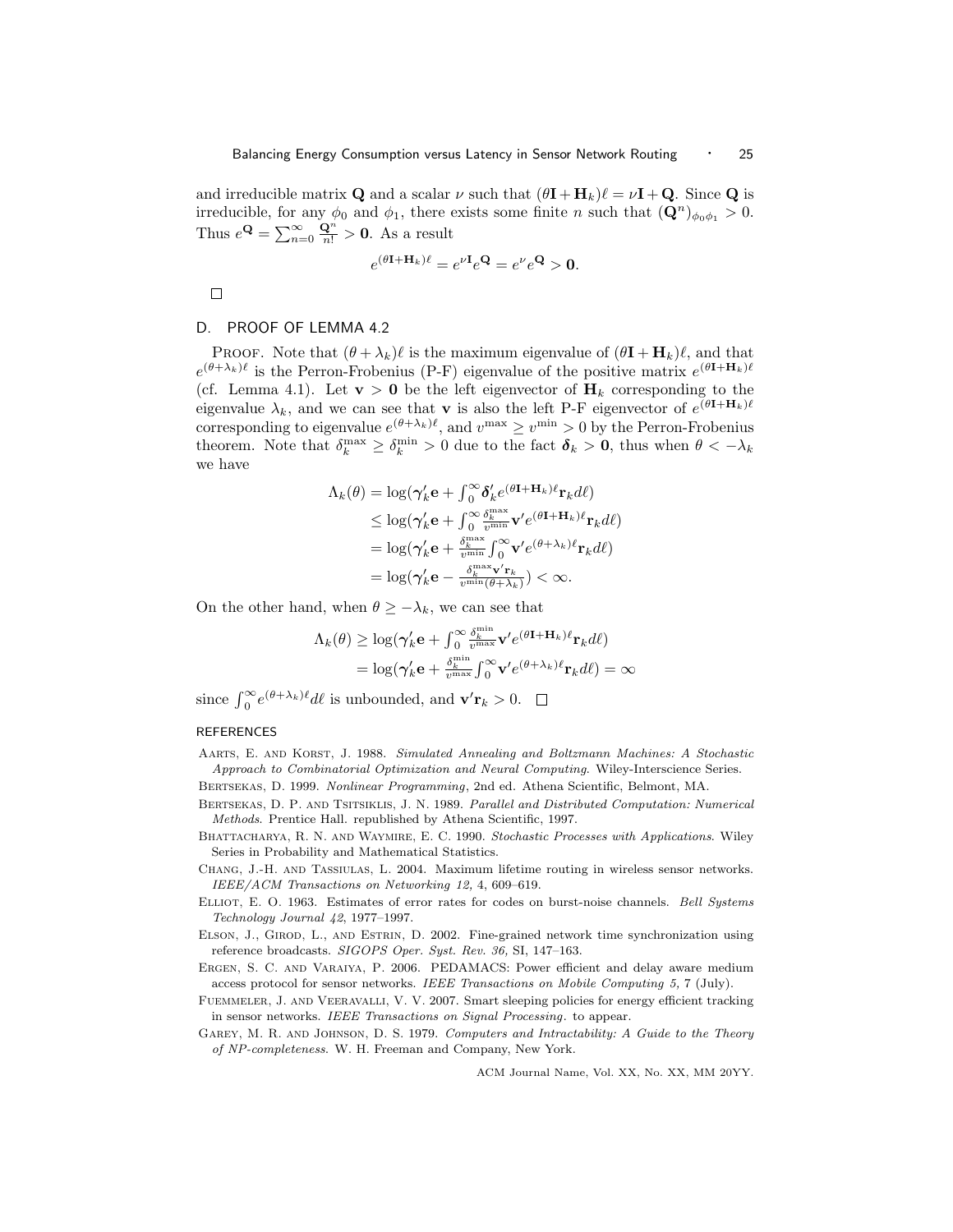and irreducible matrix $\mathbf{Q}$ and a scalar $\nu$ such that $(\theta\mathbf{I}+\mathbf{H}_k)\ell = \nu\mathbf{I}+\mathbf{Q}$. Since $\mathbf{Q}$ is irreducible, for any $\phi_0$ and $\phi_1$, there exists some finite $n$ such that $(\mathbf{Q}^n)_{\phi_0\phi_1} > 0$. Thus $e^{\mathbf{Q}} = \sum_{n=0}^{\infty}\frac{\mathbf{Q}^n}{n!} > \mathbf{0}$. As a result

$$e^{(\theta\mathbf{I}+\mathbf{H}_k)\ell} = e^{\nu\mathbf{I}}e^{\mathbf{Q}} = e^{\nu}e^{\mathbf{Q}} > \mathbf{0}.$$

□

## D. PROOF OF LEMMA 4.2

PROOF. Note that $(\theta+\lambda_k)\ell$ is the maximum eigenvalue of $(\theta\mathbf{I}+\mathbf{H}_k)\ell$, and that $e^{(\theta+\lambda_k)\ell}$ is the Perron-Frobenius (P-F) eigenvalue of the positive matrix $e^{(\theta\mathbf{I}+\mathbf{H}_k)\ell}$ (cf. Lemma 4.1). Let $\mathbf{v} > \mathbf{0}$ be the left eigenvector of $\mathbf{H}_k$ corresponding to the eigenvalue $\lambda_k$, and we can see that $\mathbf{v}$ is also the left P-F eigenvector of $e^{(\theta\mathbf{I}+\mathbf{H}_k)\ell}$ corresponding to eigenvalue $e^{(\theta+\lambda_k)\ell}$, and $v^{\max} \geq v^{\min} > 0$ by the Perron-Frobenius theorem. Note that $\delta_k^{\max} \geq \delta_k^{\min} > 0$ due to the fact $\boldsymbol{\delta}_k > \mathbf{0}$, thus when $\theta < -\lambda_k$ we have

$$\begin{aligned}
\Lambda_k(\theta) &= \log(\boldsymbol{\gamma}_k'\mathbf{e} + \textstyle\int_0^\infty \boldsymbol{\delta}_k' e^{(\theta\mathbf{I}+\mathbf{H}_k)\ell}\mathbf{r}_k d\ell) \\
&\leq \log(\boldsymbol{\gamma}_k'\mathbf{e} + \textstyle\int_0^\infty \frac{\delta_k^{\max}}{v^{\min}}\mathbf{v}' e^{(\theta\mathbf{I}+\mathbf{H}_k)\ell}\mathbf{r}_k d\ell) \\
&= \log(\boldsymbol{\gamma}_k'\mathbf{e} + \frac{\delta_k^{\max}}{v^{\min}}\textstyle\int_0^\infty \mathbf{v}' e^{(\theta+\lambda_k)\ell}\mathbf{r}_k d\ell) \\
&= \log(\boldsymbol{\gamma}_k'\mathbf{e} - \frac{\delta_k^{\max}\mathbf{v}'\mathbf{r}_k}{v^{\min}(\theta+\lambda_k)}) < \infty.
\end{aligned}$$

On the other hand, when $\theta \geq -\lambda_k$, we can see that

$$\begin{aligned}
\Lambda_k(\theta) &\geq \log(\boldsymbol{\gamma}_k'\mathbf{e} + \textstyle\int_0^\infty \frac{\delta_k^{\min}}{v^{\max}}\mathbf{v}' e^{(\theta\mathbf{I}+\mathbf{H}_k)\ell}\mathbf{r}_k d\ell) \\
&= \log(\boldsymbol{\gamma}_k'\mathbf{e} + \frac{\delta_k^{\min}}{v^{\max}}\textstyle\int_0^\infty \mathbf{v}' e^{(\theta+\lambda_k)\ell}\mathbf{r}_k d\ell) = \infty
\end{aligned}$$

since $\int_0^\infty e^{(\theta+\lambda_k)\ell}d\ell$ is unbounded, and $\mathbf{v}'\mathbf{r}_k > 0$. □

## REFERENCES

Aarts, E. and Korst, J. 1988. *Simulated Annealing and Boltzmann Machines: A Stochastic Approach to Combinatorial Optimization and Neural Computing*. Wiley-Interscience Series.

Bertsekas, D. 1999. *Nonlinear Programming*, 2nd ed. Athena Scientific, Belmont, MA.

Bertsekas, D. P. and Tsitsiklis, J. N. 1989. *Parallel and Distributed Computation: Numerical Methods*. Prentice Hall. republished by Athena Scientific, 1997.

Bhattacharya, R. N. and Waymire, E. C. 1990. *Stochastic Processes with Applications*. Wiley Series in Probability and Mathematical Statistics.

Chang, J.-H. and Tassiulas, L. 2004. Maximum lifetime routing in wireless sensor networks. *IEEE/ACM Transactions on Networking 12,* 4, 609–619.

Elliot, E. O. 1963. Estimates of error rates for codes on burst-noise channels. *Bell Systems Technology Journal 42*, 1977–1997.

Elson, J., Girod, L., and Estrin, D. 2002. Fine-grained network time synchronization using reference broadcasts. *SIGOPS Oper. Syst. Rev. 36,* SI, 147–163.

Ergen, S. C. and Varaiya, P. 2006. PEDAMACS: Power efficient and delay aware medium access protocol for sensor networks. *IEEE Transactions on Mobile Computing 5,* 7 (July).

Fuemmeler, J. and Veeravalli, V. V. 2007. Smart sleeping policies for energy efficient tracking in sensor networks. *IEEE Transactions on Signal Processing*. to appear.

Garey, M. R. and Johnson, D. S. 1979. *Computers and Intractability: A Guide to the Theory of NP-completeness*. W. H. Freeman and Company, New York.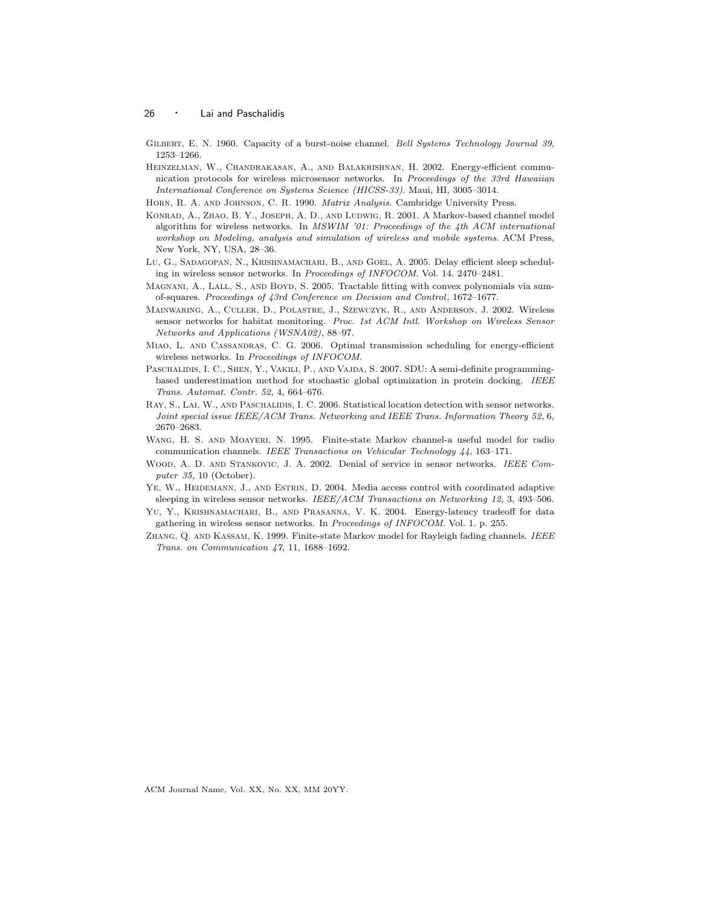Gilbert, E. N. 1960. Capacity of a burst-noise channel. *Bell Systems Technology Journal 39*, 1253–1266.

Heinzelman, W., Chandrakasan, A., and Balakrishnan, H. 2002. Energy-efficient communication protocols for wireless microsensor networks. In *Proceedings of the 33rd Hawaiian International Conference on Systems Science (HICSS-33)*. Maui, HI, 3005–3014.

Horn, R. A. and Johnson, C. R. 1990. *Matrix Analysis*. Cambridge University Press.

Konrad, A., Zhao, B. Y., Joseph, A. D., and Ludwig, R. 2001. A Markov-based channel model algorithm for wireless networks. In *MSWIM '01: Proceedings of the 4th ACM international workshop on Modeling, analysis and simulation of wireless and mobile systems*. ACM Press, New York, NY, USA, 28–36.

Lu, G., Sadagopan, N., Krishnamachari, B., and Goel, A. 2005. Delay efficient sleep scheduling in wireless sensor networks. In *Proceedings of INFOCOM*. Vol. 14. 2470–2481.

Magnani, A., Lall, S., and Boyd, S. 2005. Tractable fitting with convex polynomials via sum-of-squares. *Proceedings of 43rd Conference on Decision and Control*, 1672–1677.

Mainwaring, A., Culler, D., Polastre, J., Szewczyk, R., and Anderson, J. 2002. Wireless sensor networks for habitat monitoring. *Proc. 1st ACM Intl. Workshop on Wireless Sensor Networks and Applications (WSNA02)*, 88–97.

Miao, L. and Cassandras, C. G. 2006. Optimal transmission scheduling for energy-efficient wireless networks. In *Proceedings of INFOCOM*.

Paschalidis, I. C., Shen, Y., Vakili, P., and Vajda, S. 2007. SDU: A semi-definite programming-based underestimation method for stochastic global optimization in protein docking. *IEEE Trans. Automat. Contr. 52,* 4, 664–676.

Ray, S., Lai, W., and Paschalidis, I. C. 2006. Statistical location detection with sensor networks. *Joint special issue IEEE/ACM Trans. Networking and IEEE Trans. Information Theory 52,* 6, 2670–2683.

Wang, H. S. and Moayeri, N. 1995. Finite-state Markov channel-a useful model for radio communication channels. *IEEE Transactions on Vehicular Technology 44*, 163–171.

Wood, A. D. and Stankovic, J. A. 2002. Denial of service in sensor networks. *IEEE Computer 35,* 10 (October).

Ye, W., Heidemann, J., and Estrin, D. 2004. Media access control with coordinated adaptive sleeping in wireless sensor networks. *IEEE/ACM Transactions on Networking 12,* 3, 493–506.

Yu, Y., Krishnamachari, B., and Prasanna, V. K. 2004. Energy-latency tradeoff for data gathering in wireless sensor networks. In *Proceedings of INFOCOM*. Vol. 1. p. 255.

Zhang, Q. and Kassam, K. 1999. Finite-state Markov model for Rayleigh fading channels. *IEEE Trans. on Communication 47,* 11, 1688–1692.